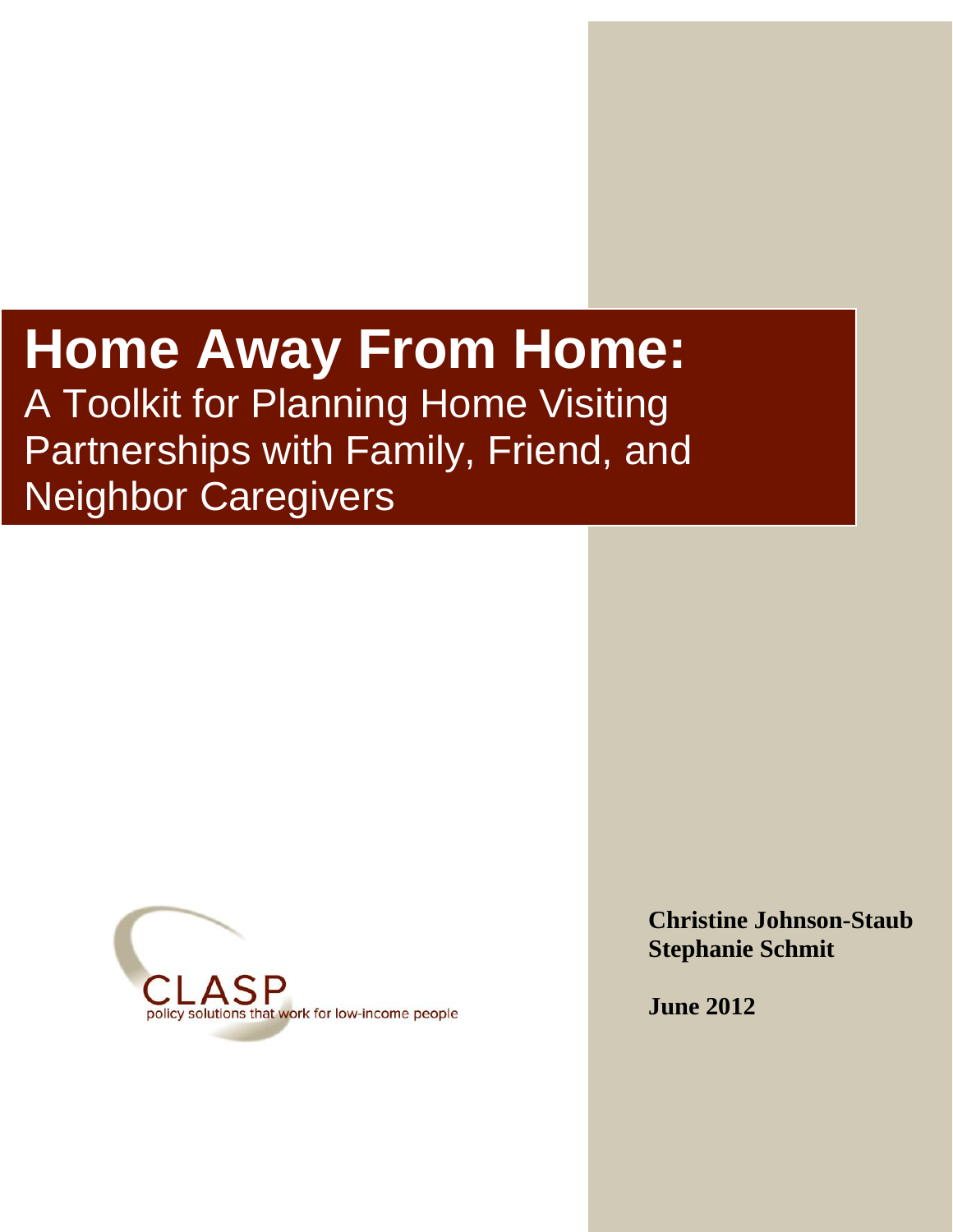# Home Away From Home:

## A Toolkit for Planning Home Visiting Partnerships with Family, Friend, and Neighbor Caregivers

CLASP
policy solutions that work for low-income people

**Christine Johnson-Staub**
**Stephanie Schmit**

**June 2012**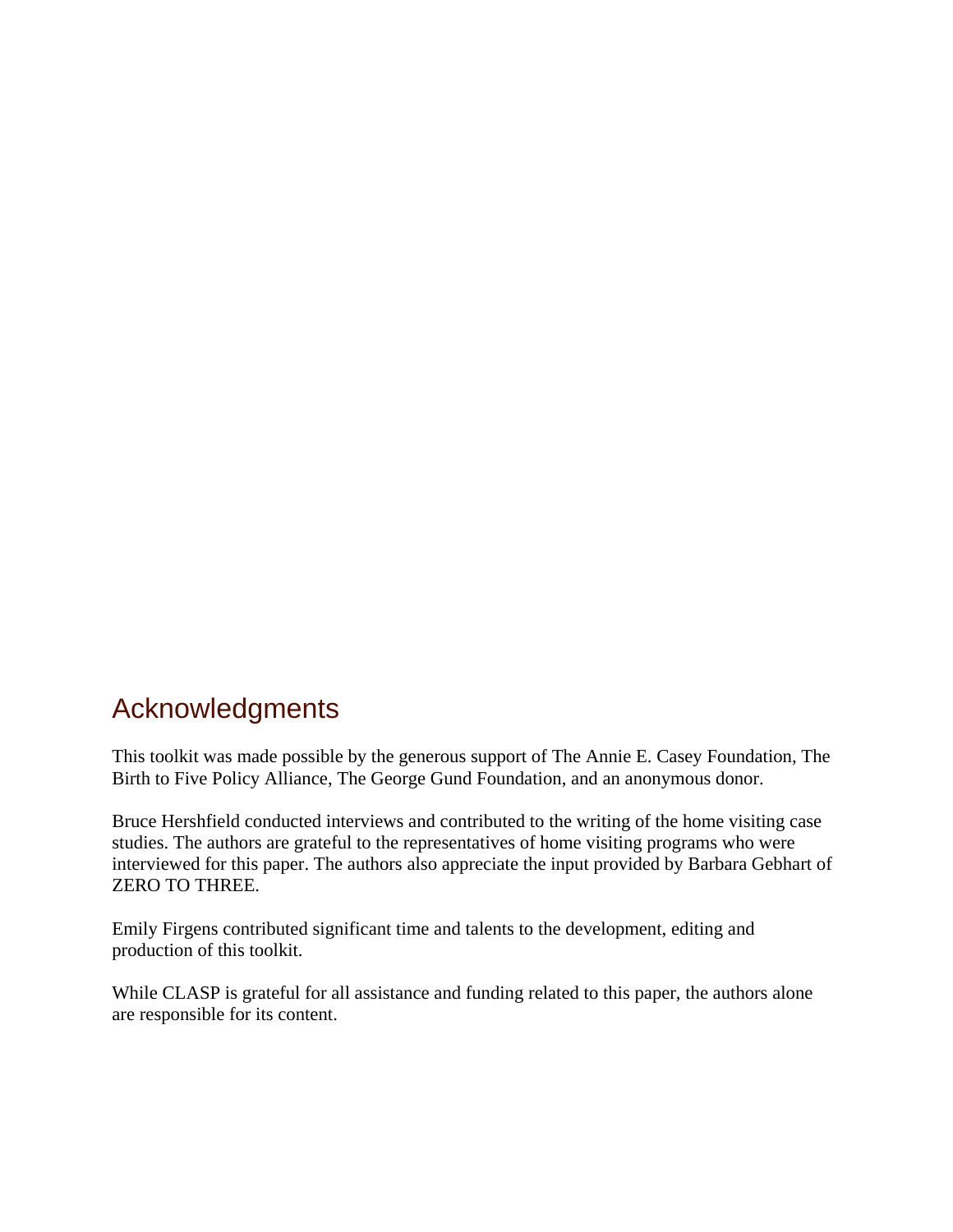## Acknowledgments

This toolkit was made possible by the generous support of The Annie E. Casey Foundation, The Birth to Five Policy Alliance, The George Gund Foundation, and an anonymous donor.

Bruce Hershfield conducted interviews and contributed to the writing of the home visiting case studies. The authors are grateful to the representatives of home visiting programs who were interviewed for this paper. The authors also appreciate the input provided by Barbara Gebhart of ZERO TO THREE.

Emily Firgens contributed significant time and talents to the development, editing and production of this toolkit.

While CLASP is grateful for all assistance and funding related to this paper, the authors alone are responsible for its content.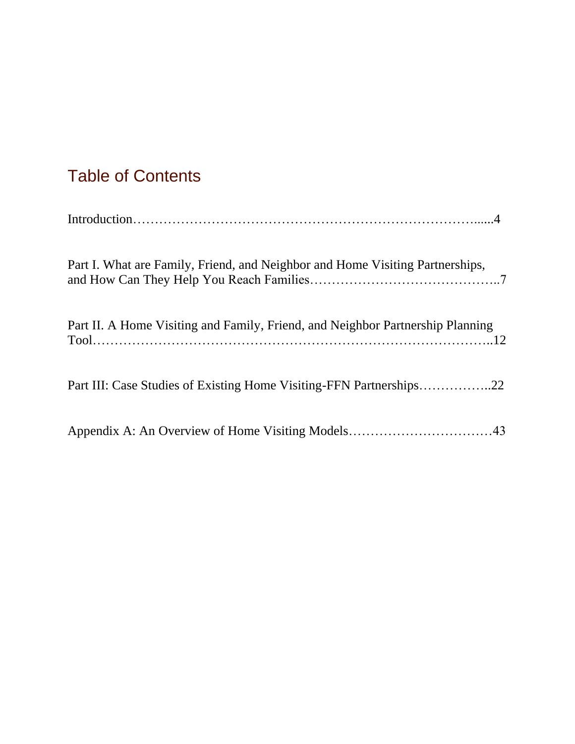# Table of Contents

Introduction……………………………………………………………………......4

Part I. What are Family, Friend, and Neighbor and Home Visiting Partnerships, and How Can They Help You Reach Families……………………………………..7

Part II. A Home Visiting and Family, Friend, and Neighbor Partnership Planning Tool…………………………………………………………………………..12

Part III: Case Studies of Existing Home Visiting-FFN Partnerships……………..22

Appendix A: An Overview of Home Visiting Models……………………………43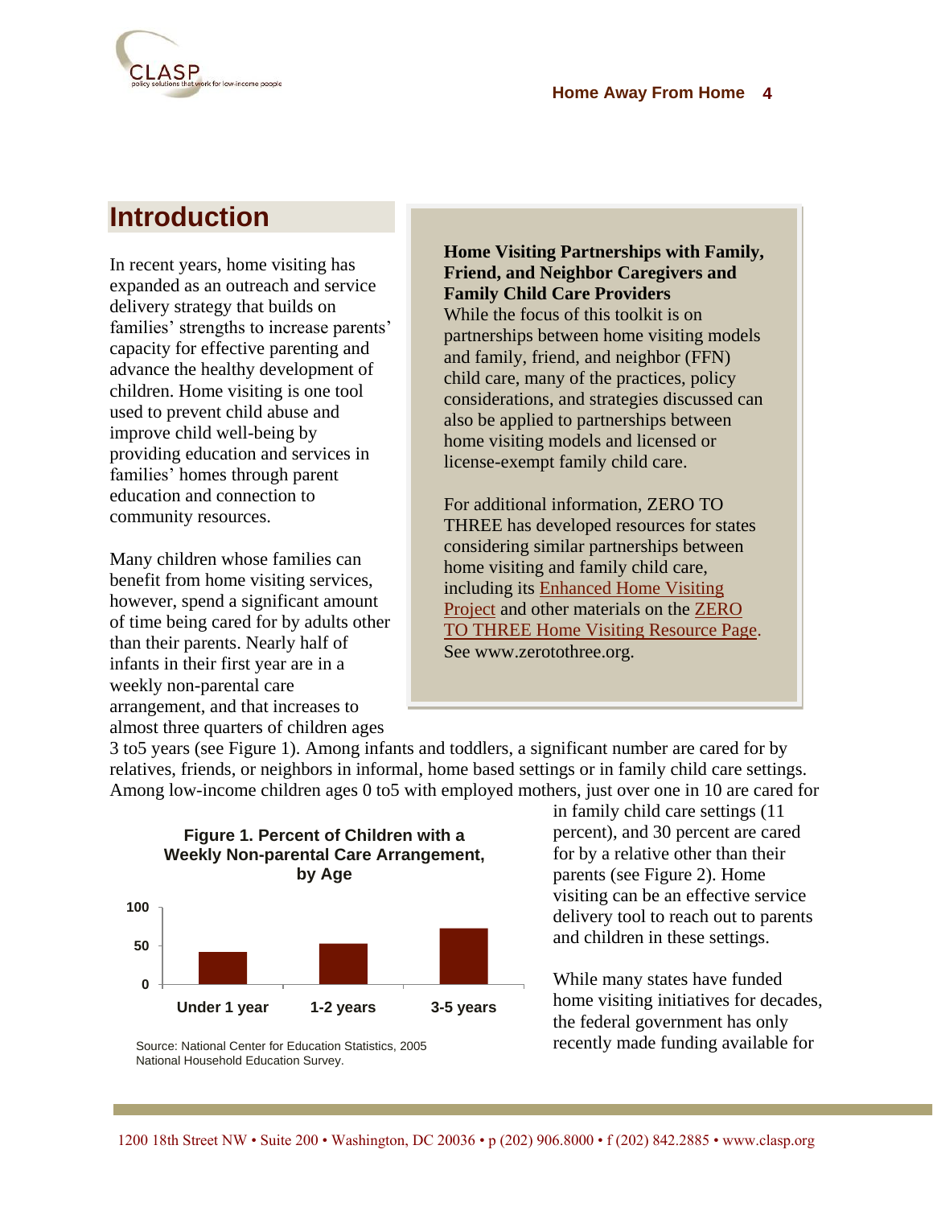## Introduction

In recent years, home visiting has expanded as an outreach and service delivery strategy that builds on families' strengths to increase parents' capacity for effective parenting and advance the healthy development of children. Home visiting is one tool used to prevent child abuse and improve child well-being by providing education and services in families' homes through parent education and connection to community resources.

Many children whose families can benefit from home visiting services, however, spend a significant amount of time being cared for by adults other than their parents. Nearly half of infants in their first year are in a weekly non-parental care arrangement, and that increases to almost three quarters of children ages 3 to5 years (see Figure 1). Among infants and toddlers, a significant number are cared for by relatives, friends, or neighbors in informal, home based settings or in family child care settings. Among low-income children ages 0 to5 with employed mothers, just over one in 10 are cared for in family child care settings (11 percent), and 30 percent are cared for by a relative other than their parents (see Figure 2). Home visiting can be an effective service delivery tool to reach out to parents and children in these settings.

> **Home Visiting Partnerships with Family, Friend, and Neighbor Caregivers and Family Child Care Providers**
> While the focus of this toolkit is on partnerships between home visiting models and family, friend, and neighbor (FFN) child care, many of the practices, policy considerations, and strategies discussed can also be applied to partnerships between home visiting models and licensed or license-exempt family child care.
>
> For additional information, ZERO TO THREE has developed resources for states considering similar partnerships between home visiting and family child care, including its Enhanced Home Visiting Project and other materials on the ZERO TO THREE Home Visiting Resource Page. See www.zerotothree.org.

**Figure 1. Percent of Children with a Weekly Non-parental Care Arrangement, by Age**

| Age | Percent (approx.) |
| --- | --- |
| Under 1 year | ~42 |
| 1-2 years | ~53 |
| 3-5 years | ~73 |

Source: National Center for Education Statistics, 2005 National Household Education Survey.

While many states have funded home visiting initiatives for decades, the federal government has only recently made funding available for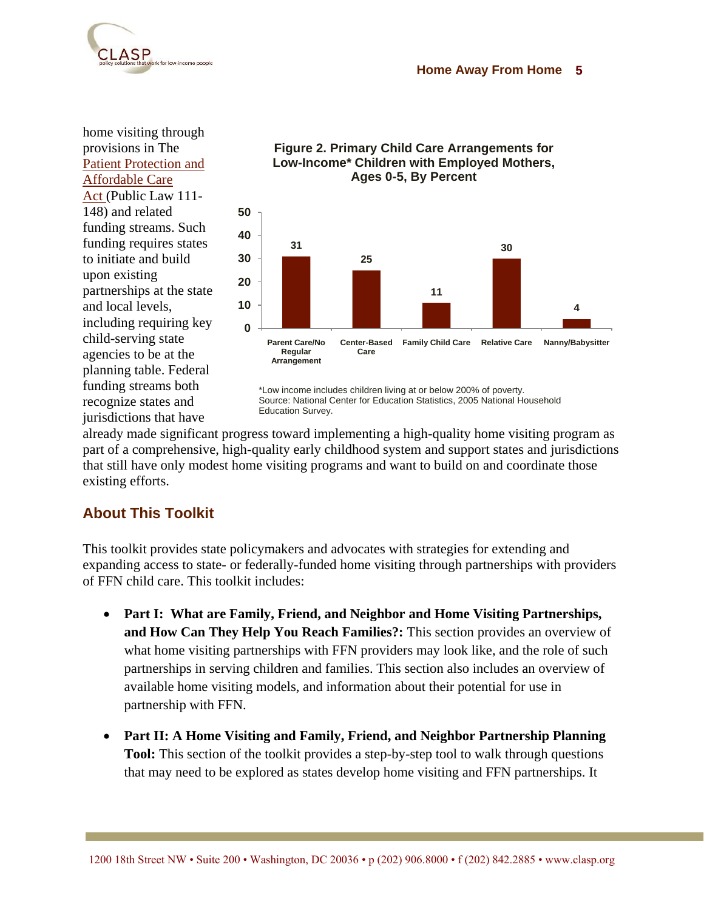home visiting through provisions in The Patient Protection and Affordable Care Act (Public Law 111-148) and related funding streams. Such funding requires states to initiate and build upon existing partnerships at the state and local levels, including requiring key child-serving state agencies to be at the planning table. Federal funding streams both recognize states and jurisdictions that have already made significant progress toward implementing a high-quality home visiting program as part of a comprehensive, high-quality early childhood system and support states and jurisdictions that still have only modest home visiting programs and want to build on and coordinate those existing efforts.

**Figure 2. Primary Child Care Arrangements for Low-Income* Children with Employed Mothers, Ages 0-5, By Percent**

| Arrangement | Percent |
|---|---|
| Parent Care/No Regular Arrangement | 31 |
| Center-Based Care | 25 |
| Family Child Care | 11 |
| Relative Care | 30 |
| Nanny/Babysitter | 4 |

*Low income includes children living at or below 200% of poverty.
Source: National Center for Education Statistics, 2005 National Household Education Survey.

## About This Toolkit

This toolkit provides state policymakers and advocates with strategies for extending and expanding access to state- or federally-funded home visiting through partnerships with providers of FFN child care. This toolkit includes:

- **Part I: What are Family, Friend, and Neighbor and Home Visiting Partnerships, and How Can They Help You Reach Families?:** This section provides an overview of what home visiting partnerships with FFN providers may look like, and the role of such partnerships in serving children and families. This section also includes an overview of available home visiting models, and information about their potential for use in partnership with FFN.

- **Part II: A Home Visiting and Family, Friend, and Neighbor Partnership Planning Tool:** This section of the toolkit provides a step-by-step tool to walk through questions that may need to be explored as states develop home visiting and FFN partnerships. It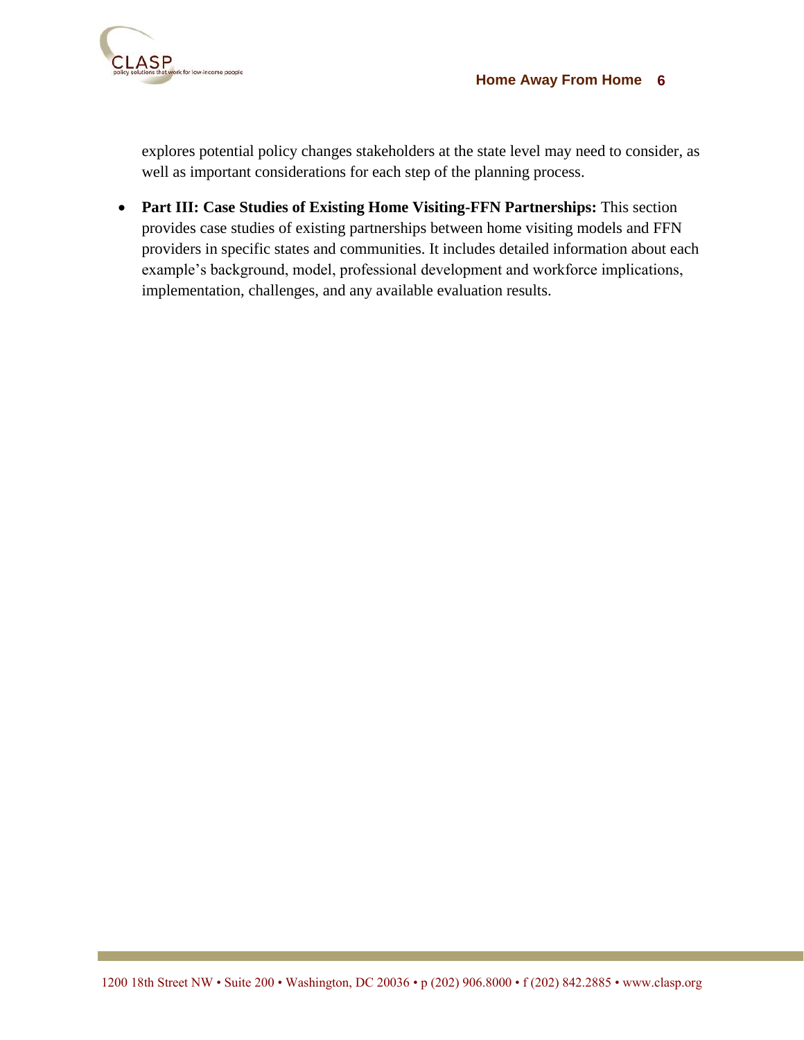explores potential policy changes stakeholders at the state level may need to consider, as well as important considerations for each step of the planning process.

- **Part III: Case Studies of Existing Home Visiting-FFN Partnerships:** This section provides case studies of existing partnerships between home visiting models and FFN providers in specific states and communities. It includes detailed information about each example's background, model, professional development and workforce implications, implementation, challenges, and any available evaluation results.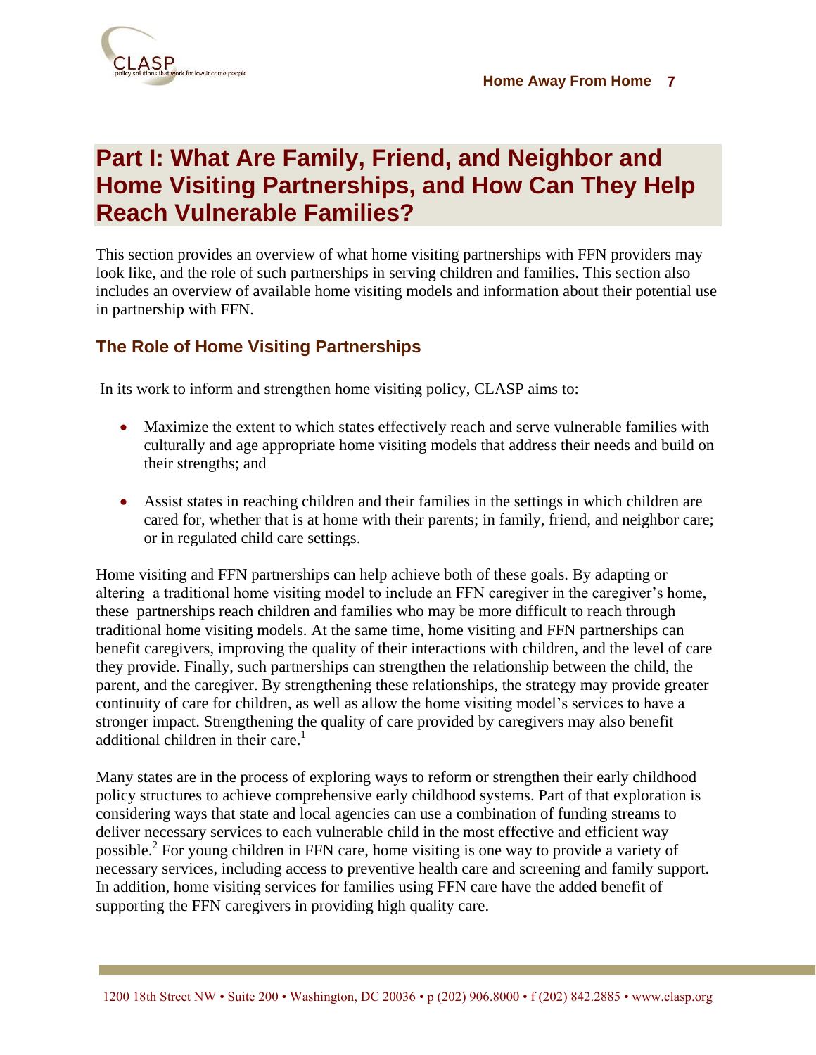# Part I: What Are Family, Friend, and Neighbor and Home Visiting Partnerships, and How Can They Help Reach Vulnerable Families?

This section provides an overview of what home visiting partnerships with FFN providers may look like, and the role of such partnerships in serving children and families. This section also includes an overview of available home visiting models and information about their potential use in partnership with FFN.

## The Role of Home Visiting Partnerships

In its work to inform and strengthen home visiting policy, CLASP aims to:

- Maximize the extent to which states effectively reach and serve vulnerable families with culturally and age appropriate home visiting models that address their needs and build on their strengths; and
- Assist states in reaching children and their families in the settings in which children are cared for, whether that is at home with their parents; in family, friend, and neighbor care; or in regulated child care settings.

Home visiting and FFN partnerships can help achieve both of these goals. By adapting or altering a traditional home visiting model to include an FFN caregiver in the caregiver's home, these partnerships reach children and families who may be more difficult to reach through traditional home visiting models. At the same time, home visiting and FFN partnerships can benefit caregivers, improving the quality of their interactions with children, and the level of care they provide. Finally, such partnerships can strengthen the relationship between the child, the parent, and the caregiver. By strengthening these relationships, the strategy may provide greater continuity of care for children, as well as allow the home visiting model's services to have a stronger impact. Strengthening the quality of care provided by caregivers may also benefit additional children in their care.[1]

Many states are in the process of exploring ways to reform or strengthen their early childhood policy structures to achieve comprehensive early childhood systems. Part of that exploration is considering ways that state and local agencies can use a combination of funding streams to deliver necessary services to each vulnerable child in the most effective and efficient way possible.[2] For young children in FFN care, home visiting is one way to provide a variety of necessary services, including access to preventive health care and screening and family support. In addition, home visiting services for families using FFN care have the added benefit of supporting the FFN caregivers in providing high quality care.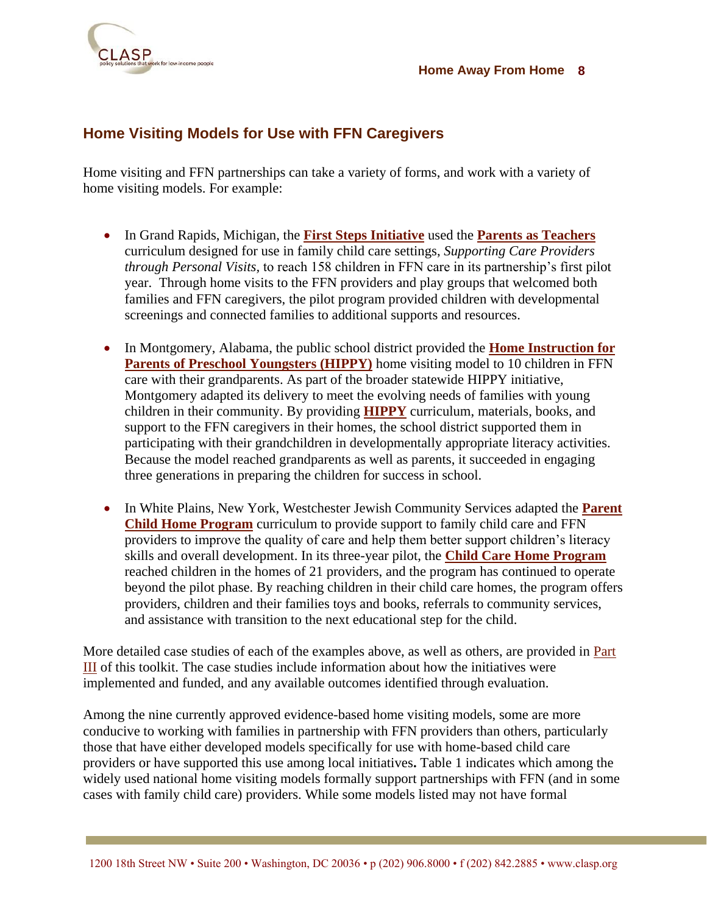## Home Visiting Models for Use with FFN Caregivers

Home visiting and FFN partnerships can take a variety of forms, and work with a variety of home visiting models. For example:

- In Grand Rapids, Michigan, the **First Steps Initiative** used the **Parents as Teachers** curriculum designed for use in family child care settings, *Supporting Care Providers through Personal Visits*, to reach 158 children in FFN care in its partnership's first pilot year. Through home visits to the FFN providers and play groups that welcomed both families and FFN caregivers, the pilot program provided children with developmental screenings and connected families to additional supports and resources.

- In Montgomery, Alabama, the public school district provided the **Home Instruction for Parents of Preschool Youngsters (HIPPY)** home visiting model to 10 children in FFN care with their grandparents. As part of the broader statewide HIPPY initiative, Montgomery adapted its delivery to meet the evolving needs of families with young children in their community. By providing **HIPPY** curriculum, materials, books, and support to the FFN caregivers in their homes, the school district supported them in participating with their grandchildren in developmentally appropriate literacy activities. Because the model reached grandparents as well as parents, it succeeded in engaging three generations in preparing the children for success in school.

- In White Plains, New York, Westchester Jewish Community Services adapted the **Parent Child Home Program** curriculum to provide support to family child care and FFN providers to improve the quality of care and help them better support children's literacy skills and overall development. In its three-year pilot, the **Child Care Home Program** reached children in the homes of 21 providers, and the program has continued to operate beyond the pilot phase. By reaching children in their child care homes, the program offers providers, children and their families toys and books, referrals to community services, and assistance with transition to the next educational step for the child.

More detailed case studies of each of the examples above, as well as others, are provided in Part III of this toolkit. The case studies include information about how the initiatives were implemented and funded, and any available outcomes identified through evaluation.

Among the nine currently approved evidence-based home visiting models, some are more conducive to working with families in partnership with FFN providers than others, particularly those that have either developed models specifically for use with home-based child care providers or have supported this use among local initiatives**.** Table 1 indicates which among the widely used national home visiting models formally support partnerships with FFN (and in some cases with family child care) providers. While some models listed may not have formal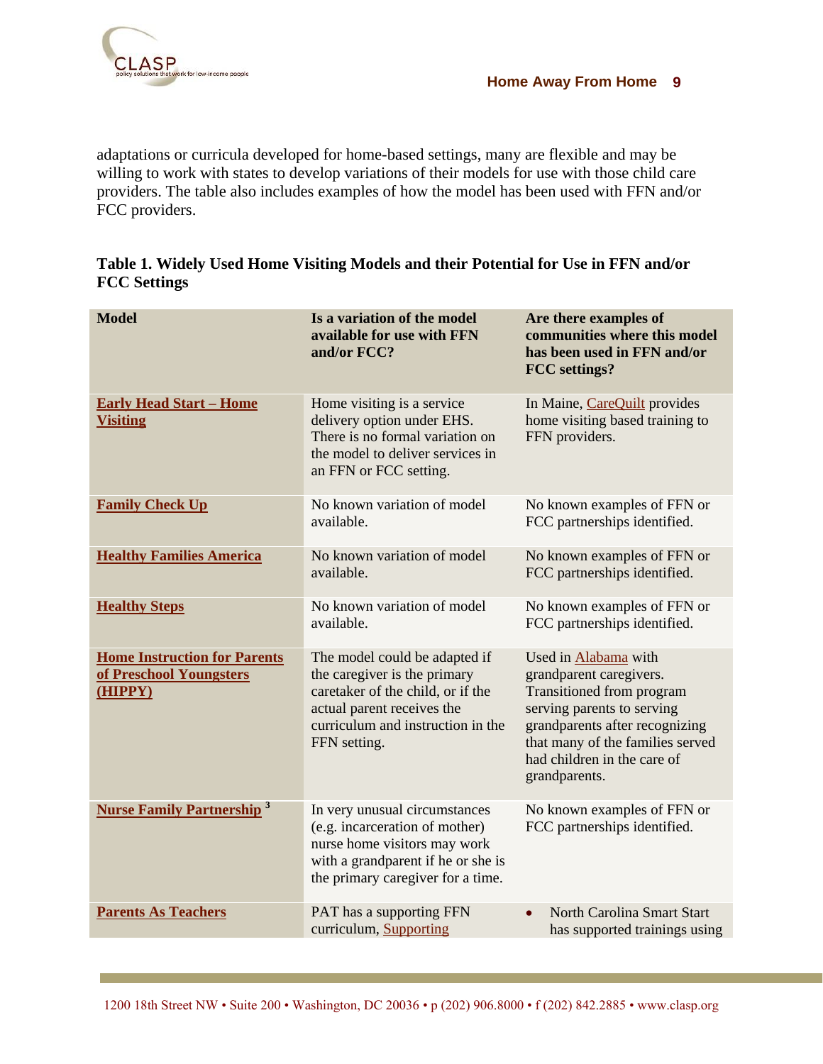adaptations or curricula developed for home-based settings, many are flexible and may be willing to work with states to develop variations of their models for use with those child care providers. The table also includes examples of how the model has been used with FFN and/or FCC providers.

**Table 1. Widely Used Home Visiting Models and their Potential for Use in FFN and/or FCC Settings**

| Model | Is a variation of the model available for use with FFN and/or FCC? | Are there examples of communities where this model has been used in FFN and/or FCC settings? |
|---|---|---|
| **Early Head Start – Home Visiting** | Home visiting is a service delivery option under EHS. There is no formal variation on the model to deliver services in an FFN or FCC setting. | In Maine, CareQuilt provides home visiting based training to FFN providers. |
| **Family Check Up** | No known variation of model available. | No known examples of FFN or FCC partnerships identified. |
| **Healthy Families America** | No known variation of model available. | No known examples of FFN or FCC partnerships identified. |
| **Healthy Steps** | No known variation of model available. | No known examples of FFN or FCC partnerships identified. |
| **Home Instruction for Parents of Preschool Youngsters (HIPPY)** | The model could be adapted if the caregiver is the primary caretaker of the child, or if the actual parent receives the curriculum and instruction in the FFN setting. | Used in Alabama with grandparent caregivers. Transitioned from program serving parents to serving grandparents after recognizing that many of the families served had children in the care of grandparents. |
| **Nurse Family Partnership** [3] | In very unusual circumstances (e.g. incarceration of mother) nurse home visitors may work with a grandparent if he or she is the primary caregiver for a time. | No known examples of FFN or FCC partnerships identified. |
| **Parents As Teachers** | PAT has a supporting FFN curriculum, Supporting | • North Carolina Smart Start has supported trainings using |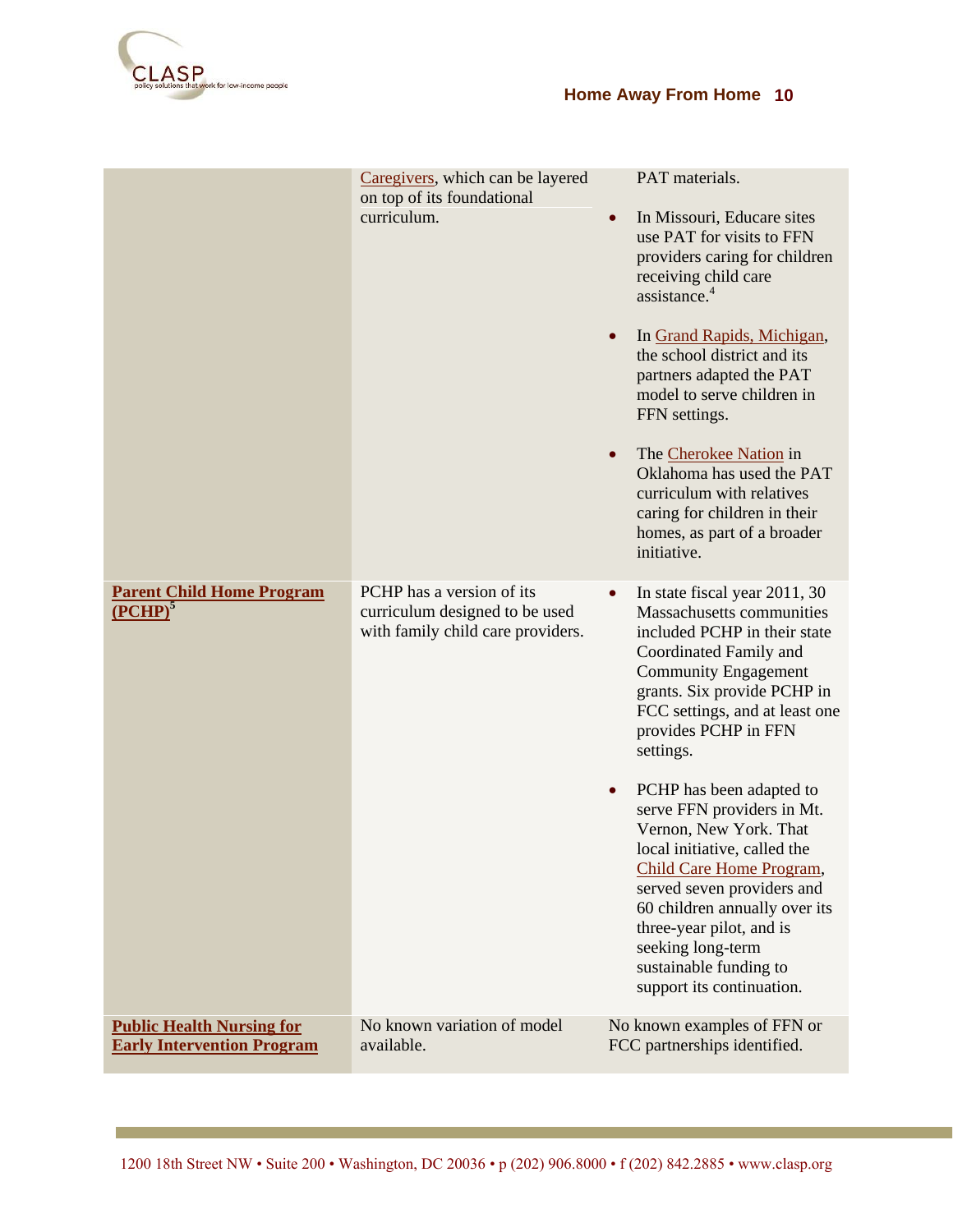| | | |
|---|---|---|
| | Caregivers, which can be layered on top of its foundational curriculum. | PAT materials. <br>• In Missouri, Educare sites use PAT for visits to FFN providers caring for children receiving child care assistance.[4] <br>• In Grand Rapids, Michigan, the school district and its partners adapted the PAT model to serve children in FFN settings. <br>• The Cherokee Nation in Oklahoma has used the PAT curriculum with relatives caring for children in their homes, as part of a broader initiative. |
| **Parent Child Home Program (PCHP)**[5] | PCHP has a version of its curriculum designed to be used with family child care providers. | • In state fiscal year 2011, 30 Massachusetts communities included PCHP in their state Coordinated Family and Community Engagement grants. Six provide PCHP in FCC settings, and at least one provides PCHP in FFN settings. <br>• PCHP has been adapted to serve FFN providers in Mt. Vernon, New York. That local initiative, called the Child Care Home Program, served seven providers and 60 children annually over its three-year pilot, and is seeking long-term sustainable funding to support its continuation. |
| **Public Health Nursing for Early Intervention Program** | No known variation of model available. | No known examples of FFN or FCC partnerships identified. |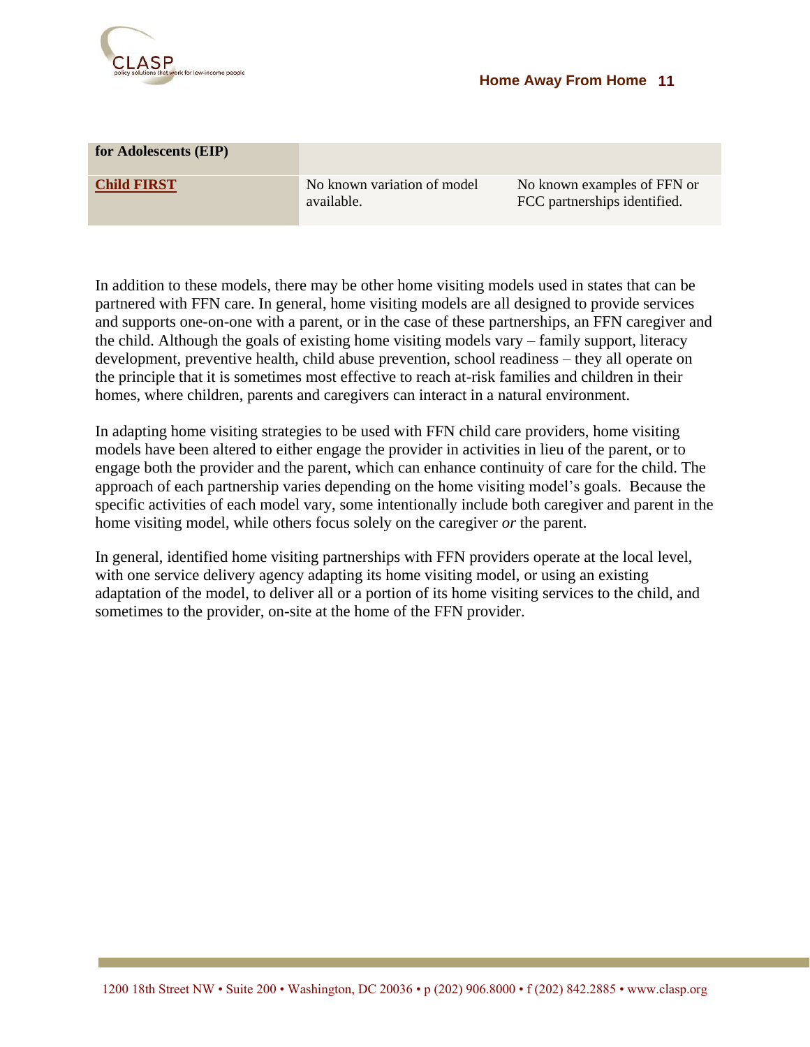| | | |
|---|---|---|
| **for Adolescents (EIP)** | | |
| **Child FIRST** | No known variation of model available. | No known examples of FFN or FCC partnerships identified. |

In addition to these models, there may be other home visiting models used in states that can be partnered with FFN care. In general, home visiting models are all designed to provide services and supports one-on-one with a parent, or in the case of these partnerships, an FFN caregiver and the child. Although the goals of existing home visiting models vary – family support, literacy development, preventive health, child abuse prevention, school readiness – they all operate on the principle that it is sometimes most effective to reach at-risk families and children in their homes, where children, parents and caregivers can interact in a natural environment.

In adapting home visiting strategies to be used with FFN child care providers, home visiting models have been altered to either engage the provider in activities in lieu of the parent, or to engage both the provider and the parent, which can enhance continuity of care for the child. The approach of each partnership varies depending on the home visiting model's goals. Because the specific activities of each model vary, some intentionally include both caregiver and parent in the home visiting model, while others focus solely on the caregiver *or* the parent.

In general, identified home visiting partnerships with FFN providers operate at the local level, with one service delivery agency adapting its home visiting model, or using an existing adaptation of the model, to deliver all or a portion of its home visiting services to the child, and sometimes to the provider, on-site at the home of the FFN provider.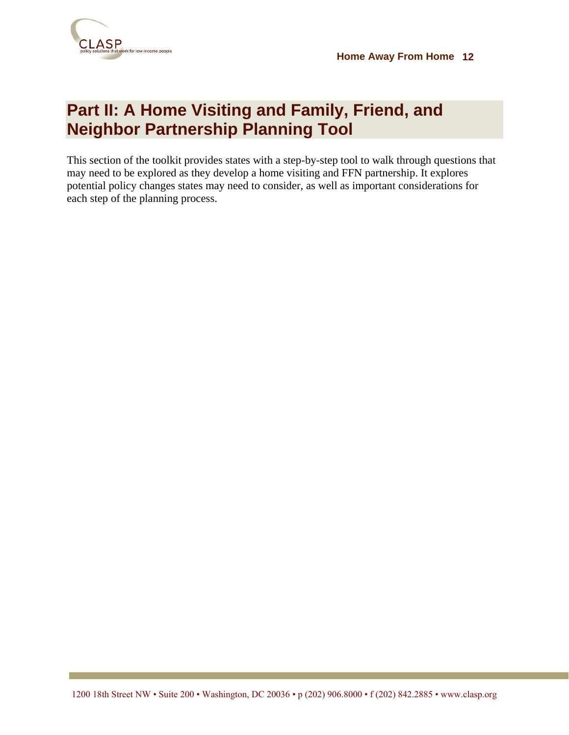# Part II: A Home Visiting and Family, Friend, and Neighbor Partnership Planning Tool

This section of the toolkit provides states with a step-by-step tool to walk through questions that may need to be explored as they develop a home visiting and FFN partnership. It explores potential policy changes states may need to consider, as well as important considerations for each step of the planning process.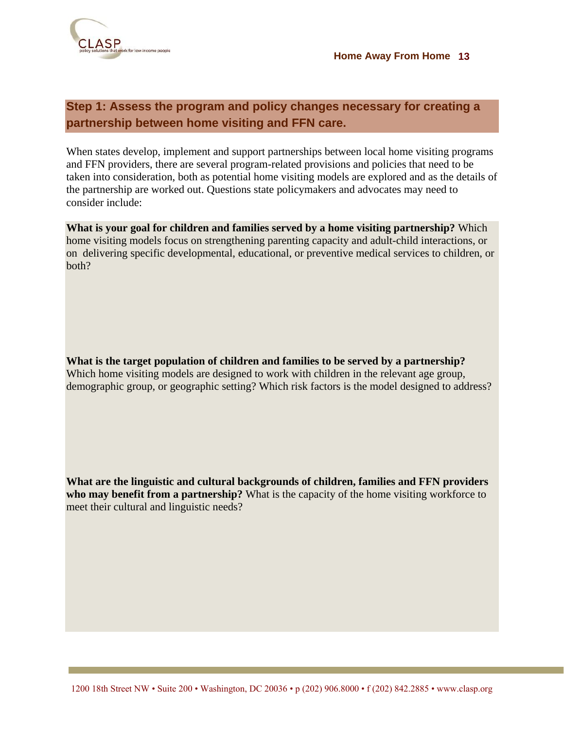## Step 1: Assess the program and policy changes necessary for creating a partnership between home visiting and FFN care.

When states develop, implement and support partnerships between local home visiting programs and FFN providers, there are several program-related provisions and policies that need to be taken into consideration, both as potential home visiting models are explored and as the details of the partnership are worked out. Questions state policymakers and advocates may need to consider include:

**What is your goal for children and families served by a home visiting partnership?** Which home visiting models focus on strengthening parenting capacity and adult-child interactions, or on delivering specific developmental, educational, or preventive medical services to children, or both?

**What is the target population of children and families to be served by a partnership?** Which home visiting models are designed to work with children in the relevant age group, demographic group, or geographic setting? Which risk factors is the model designed to address?

**What are the linguistic and cultural backgrounds of children, families and FFN providers who may benefit from a partnership?** What is the capacity of the home visiting workforce to meet their cultural and linguistic needs?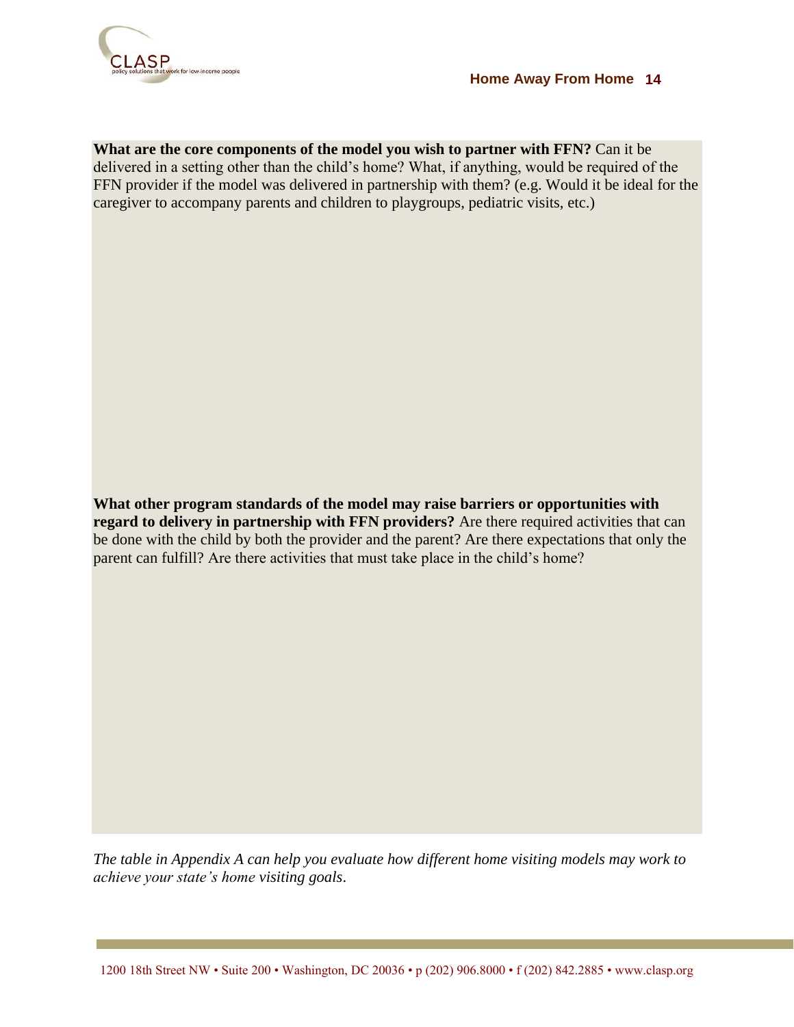**What are the core components of the model you wish to partner with FFN?** Can it be delivered in a setting other than the child's home? What, if anything, would be required of the FFN provider if the model was delivered in partnership with them? (e.g. Would it be ideal for the caregiver to accompany parents and children to playgroups, pediatric visits, etc.)

**What other program standards of the model may raise barriers or opportunities with regard to delivery in partnership with FFN providers?** Are there required activities that can be done with the child by both the provider and the parent? Are there expectations that only the parent can fulfill? Are there activities that must take place in the child's home?

*The table in Appendix A can help you evaluate how different home visiting models may work to achieve your state's home visiting goals.*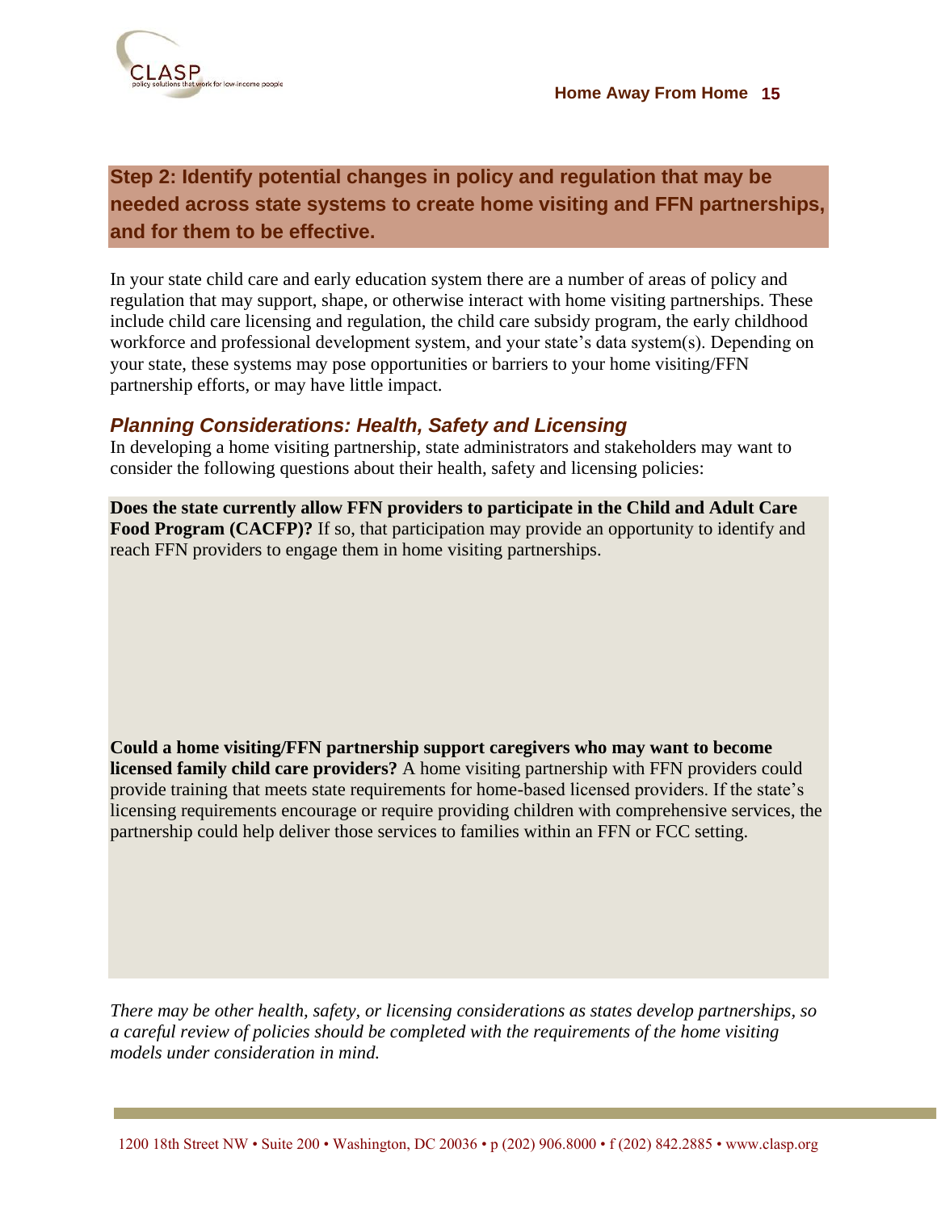## Step 2: Identify potential changes in policy and regulation that may be needed across state systems to create home visiting and FFN partnerships, and for them to be effective.

In your state child care and early education system there are a number of areas of policy and regulation that may support, shape, or otherwise interact with home visiting partnerships. These include child care licensing and regulation, the child care subsidy program, the early childhood workforce and professional development system, and your state's data system(s). Depending on your state, these systems may pose opportunities or barriers to your home visiting/FFN partnership efforts, or may have little impact.

### *Planning Considerations: Health, Safety and Licensing*

In developing a home visiting partnership, state administrators and stakeholders may want to consider the following questions about their health, safety and licensing policies:

**Does the state currently allow FFN providers to participate in the Child and Adult Care Food Program (CACFP)?** If so, that participation may provide an opportunity to identify and reach FFN providers to engage them in home visiting partnerships.

**Could a home visiting/FFN partnership support caregivers who may want to become licensed family child care providers?** A home visiting partnership with FFN providers could provide training that meets state requirements for home-based licensed providers. If the state's licensing requirements encourage or require providing children with comprehensive services, the partnership could help deliver those services to families within an FFN or FCC setting.

*There may be other health, safety, or licensing considerations as states develop partnerships, so a careful review of policies should be completed with the requirements of the home visiting models under consideration in mind.*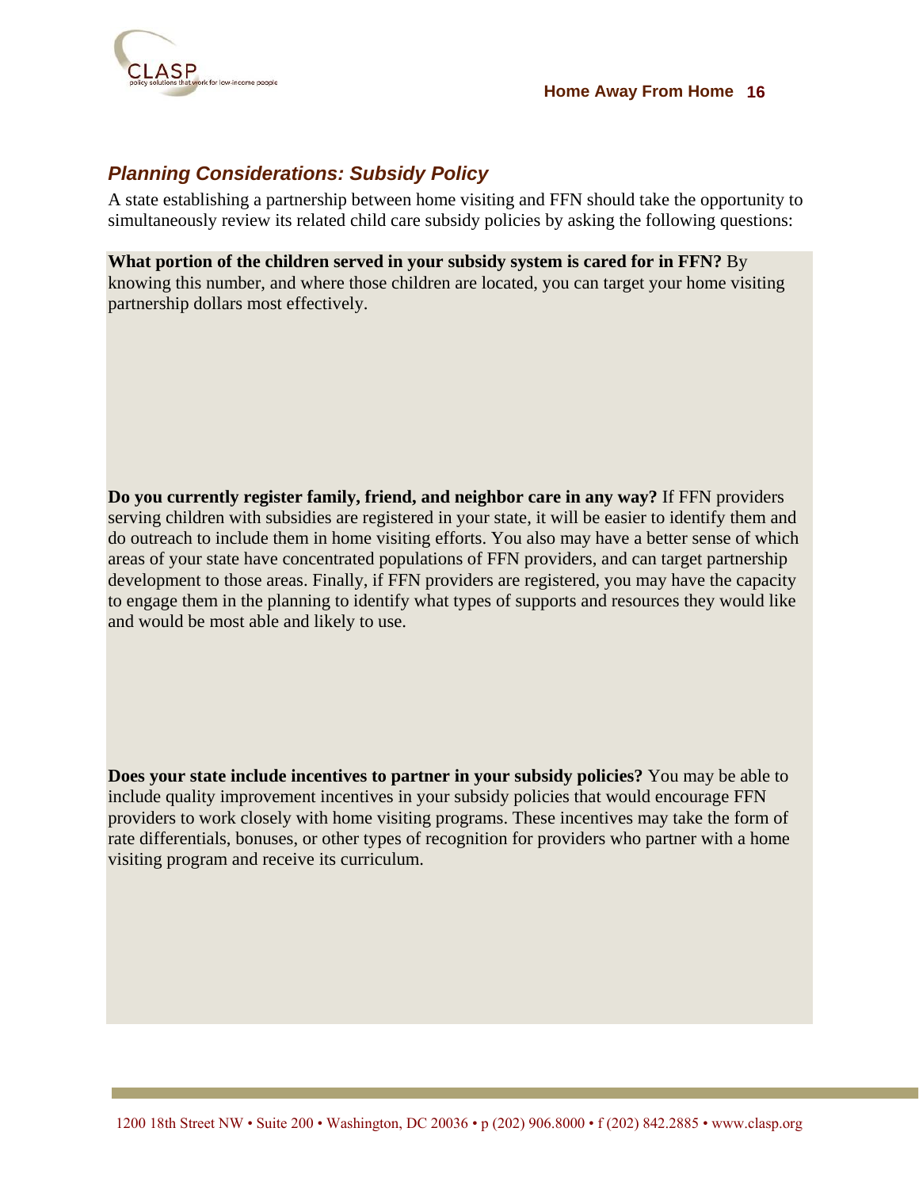### *Planning Considerations: Subsidy Policy*

A state establishing a partnership between home visiting and FFN should take the opportunity to simultaneously review its related child care subsidy policies by asking the following questions:

**What portion of the children served in your subsidy system is cared for in FFN?** By knowing this number, and where those children are located, you can target your home visiting partnership dollars most effectively.

**Do you currently register family, friend, and neighbor care in any way?** If FFN providers serving children with subsidies are registered in your state, it will be easier to identify them and do outreach to include them in home visiting efforts. You also may have a better sense of which areas of your state have concentrated populations of FFN providers, and can target partnership development to those areas. Finally, if FFN providers are registered, you may have the capacity to engage them in the planning to identify what types of supports and resources they would like and would be most able and likely to use.

**Does your state include incentives to partner in your subsidy policies?** You may be able to include quality improvement incentives in your subsidy policies that would encourage FFN providers to work closely with home visiting programs. These incentives may take the form of rate differentials, bonuses, or other types of recognition for providers who partner with a home visiting program and receive its curriculum.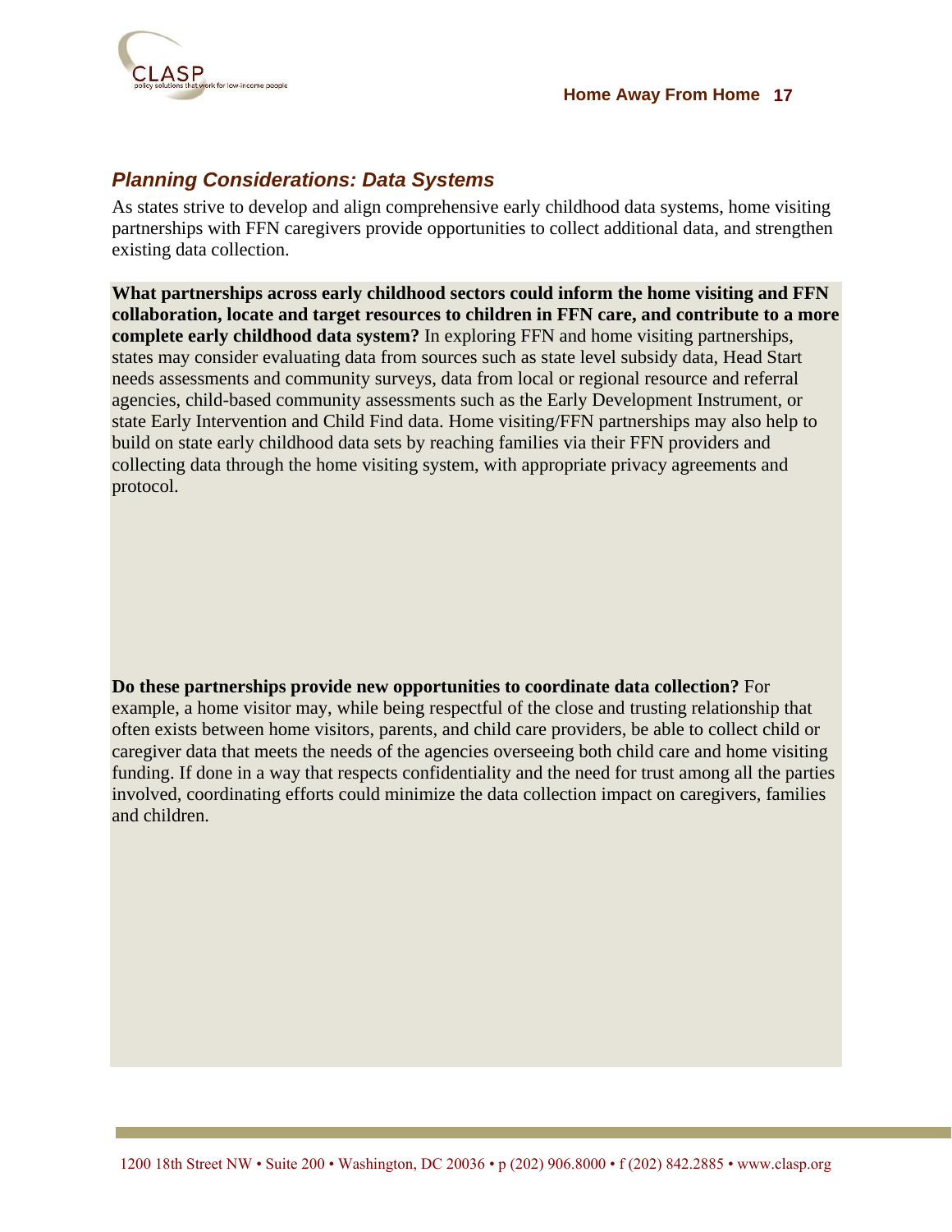## *Planning Considerations: Data Systems*

As states strive to develop and align comprehensive early childhood data systems, home visiting partnerships with FFN caregivers provide opportunities to collect additional data, and strengthen existing data collection.

**What partnerships across early childhood sectors could inform the home visiting and FFN collaboration, locate and target resources to children in FFN care, and contribute to a more complete early childhood data system?** In exploring FFN and home visiting partnerships, states may consider evaluating data from sources such as state level subsidy data, Head Start needs assessments and community surveys, data from local or regional resource and referral agencies, child-based community assessments such as the Early Development Instrument, or state Early Intervention and Child Find data. Home visiting/FFN partnerships may also help to build on state early childhood data sets by reaching families via their FFN providers and collecting data through the home visiting system, with appropriate privacy agreements and protocol.

**Do these partnerships provide new opportunities to coordinate data collection?** For example, a home visitor may, while being respectful of the close and trusting relationship that often exists between home visitors, parents, and child care providers, be able to collect child or caregiver data that meets the needs of the agencies overseeing both child care and home visiting funding. If done in a way that respects confidentiality and the need for trust among all the parties involved, coordinating efforts could minimize the data collection impact on caregivers, families and children.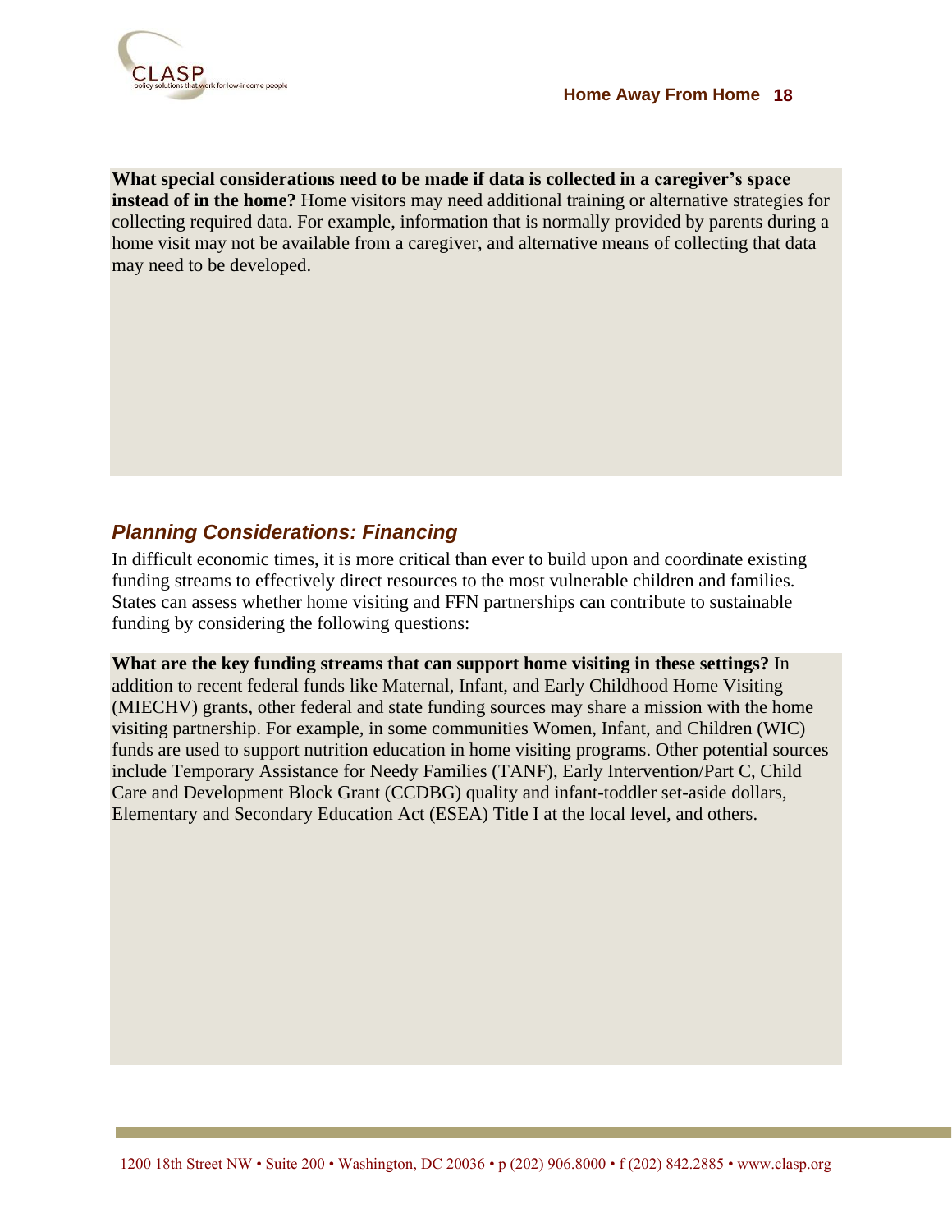**What special considerations need to be made if data is collected in a caregiver's space instead of in the home?** Home visitors may need additional training or alternative strategies for collecting required data. For example, information that is normally provided by parents during a home visit may not be available from a caregiver, and alternative means of collecting that data may need to be developed.

## *Planning Considerations: Financing*

In difficult economic times, it is more critical than ever to build upon and coordinate existing funding streams to effectively direct resources to the most vulnerable children and families. States can assess whether home visiting and FFN partnerships can contribute to sustainable funding by considering the following questions:

**What are the key funding streams that can support home visiting in these settings?** In addition to recent federal funds like Maternal, Infant, and Early Childhood Home Visiting (MIECHV) grants, other federal and state funding sources may share a mission with the home visiting partnership. For example, in some communities Women, Infant, and Children (WIC) funds are used to support nutrition education in home visiting programs. Other potential sources include Temporary Assistance for Needy Families (TANF), Early Intervention/Part C, Child Care and Development Block Grant (CCDBG) quality and infant-toddler set-aside dollars, Elementary and Secondary Education Act (ESEA) Title I at the local level, and others.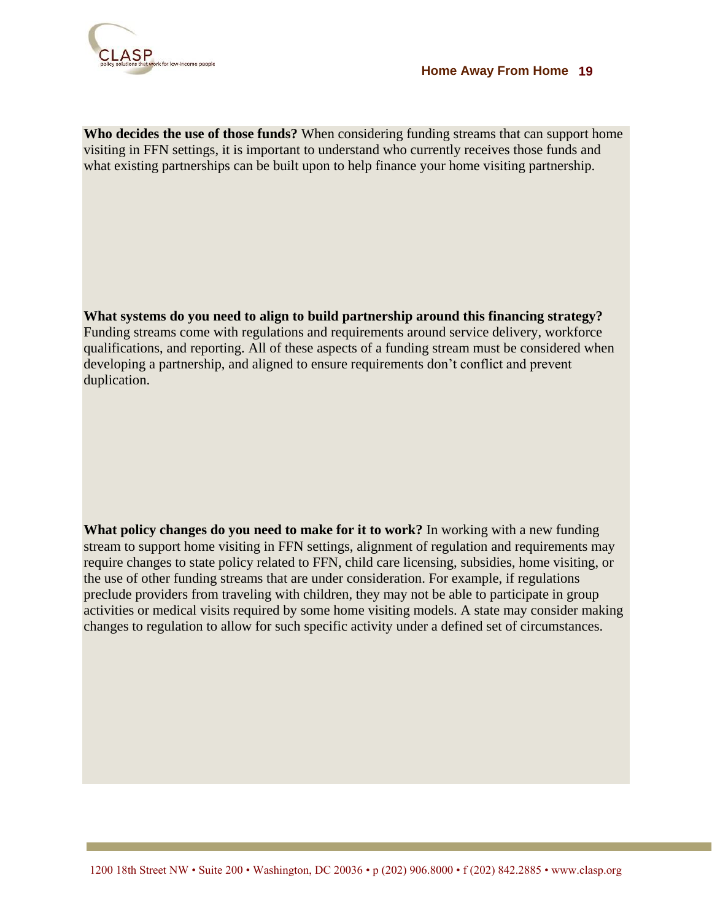**Who decides the use of those funds?** When considering funding streams that can support home visiting in FFN settings, it is important to understand who currently receives those funds and what existing partnerships can be built upon to help finance your home visiting partnership.

**What systems do you need to align to build partnership around this financing strategy?** Funding streams come with regulations and requirements around service delivery, workforce qualifications, and reporting. All of these aspects of a funding stream must be considered when developing a partnership, and aligned to ensure requirements don't conflict and prevent duplication.

**What policy changes do you need to make for it to work?** In working with a new funding stream to support home visiting in FFN settings, alignment of regulation and requirements may require changes to state policy related to FFN, child care licensing, subsidies, home visiting, or the use of other funding streams that are under consideration. For example, if regulations preclude providers from traveling with children, they may not be able to participate in group activities or medical visits required by some home visiting models. A state may consider making changes to regulation to allow for such specific activity under a defined set of circumstances.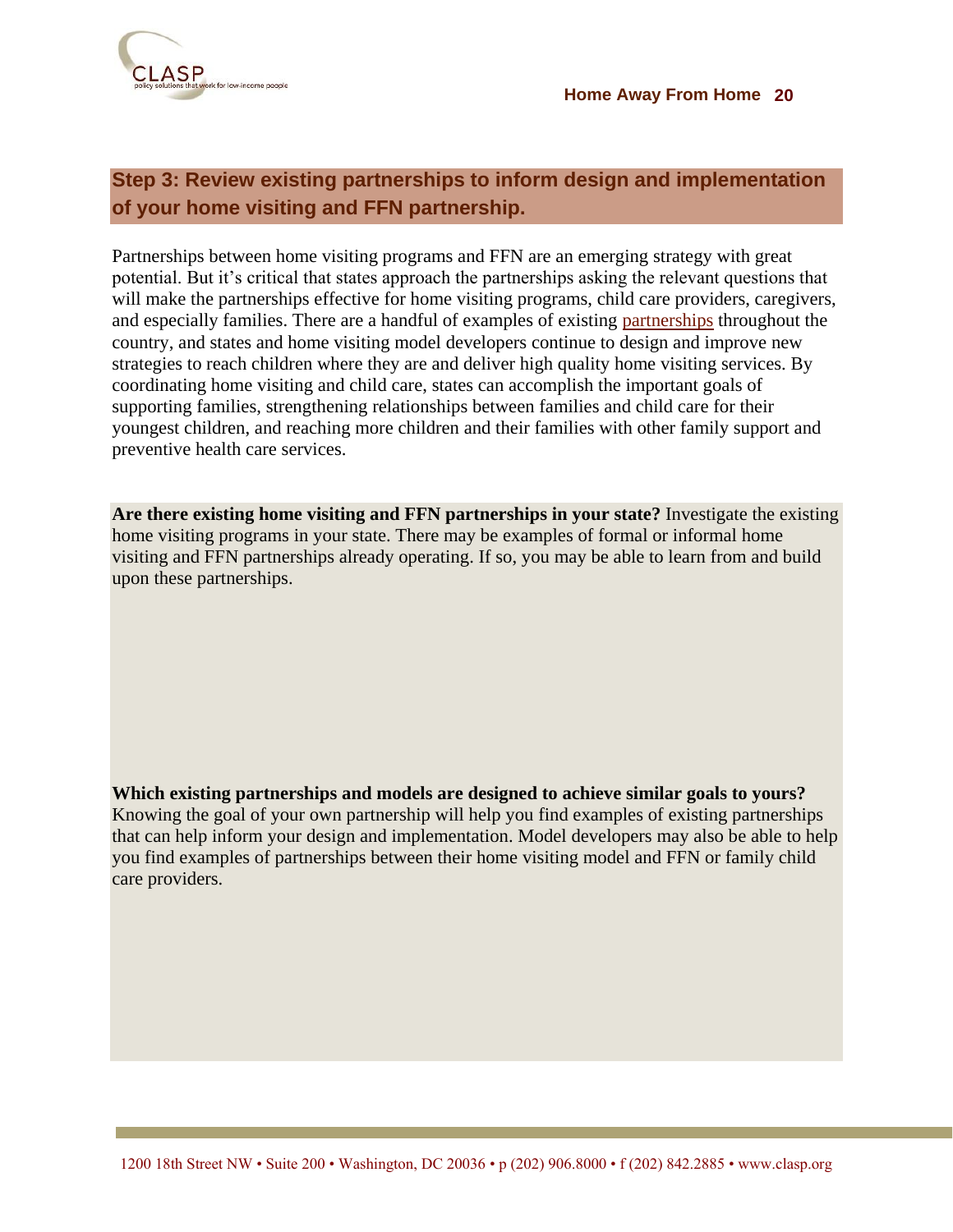## Step 3: Review existing partnerships to inform design and implementation of your home visiting and FFN partnership.

Partnerships between home visiting programs and FFN are an emerging strategy with great potential. But it's critical that states approach the partnerships asking the relevant questions that will make the partnerships effective for home visiting programs, child care providers, caregivers, and especially families. There are a handful of examples of existing partnerships throughout the country, and states and home visiting model developers continue to design and improve new strategies to reach children where they are and deliver high quality home visiting services. By coordinating home visiting and child care, states can accomplish the important goals of supporting families, strengthening relationships between families and child care for their youngest children, and reaching more children and their families with other family support and preventive health care services.

**Are there existing home visiting and FFN partnerships in your state?** Investigate the existing home visiting programs in your state. There may be examples of formal or informal home visiting and FFN partnerships already operating. If so, you may be able to learn from and build upon these partnerships.

**Which existing partnerships and models are designed to achieve similar goals to yours?** Knowing the goal of your own partnership will help you find examples of existing partnerships that can help inform your design and implementation. Model developers may also be able to help you find examples of partnerships between their home visiting model and FFN or family child care providers.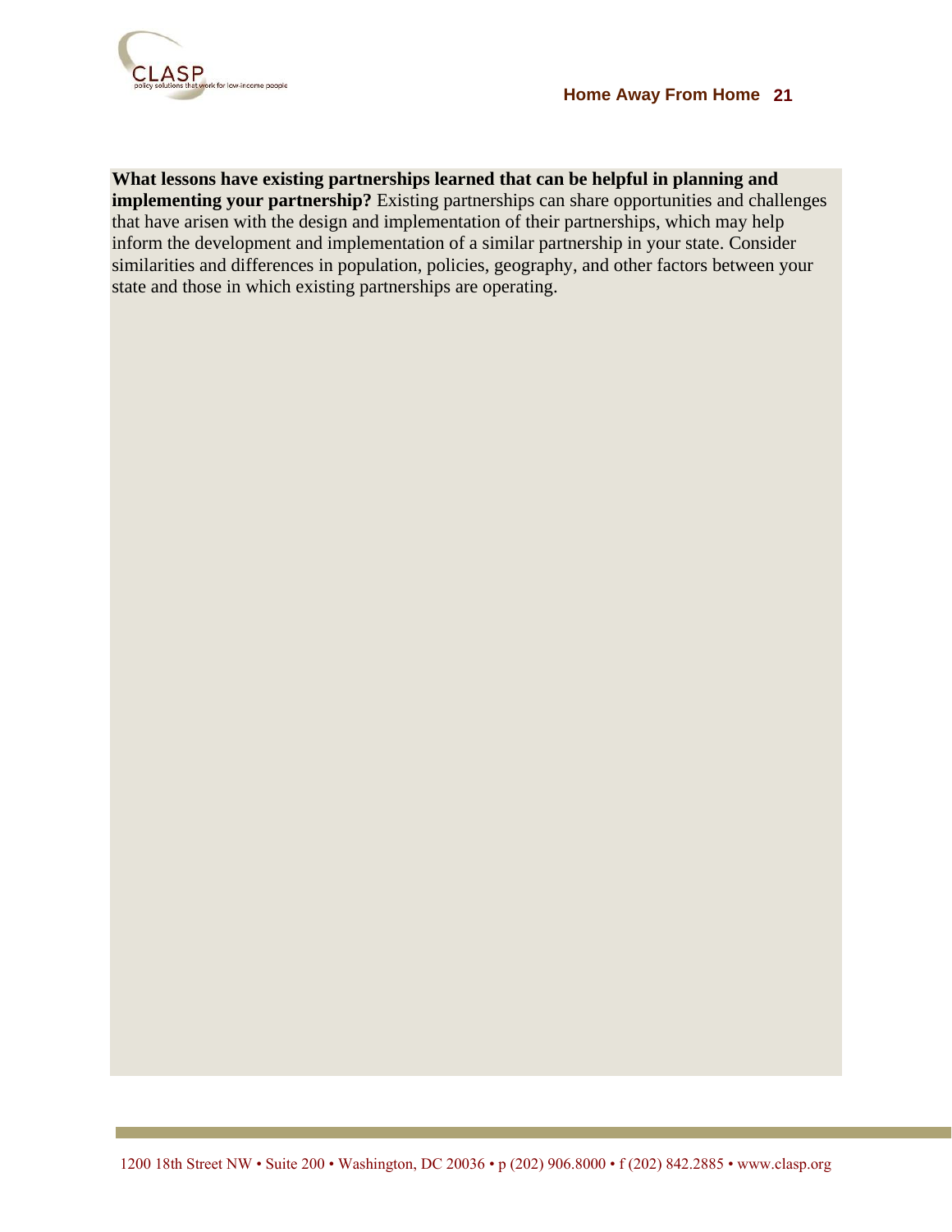**What lessons have existing partnerships learned that can be helpful in planning and implementing your partnership?** Existing partnerships can share opportunities and challenges that have arisen with the design and implementation of their partnerships, which may help inform the development and implementation of a similar partnership in your state. Consider similarities and differences in population, policies, geography, and other factors between your state and those in which existing partnerships are operating.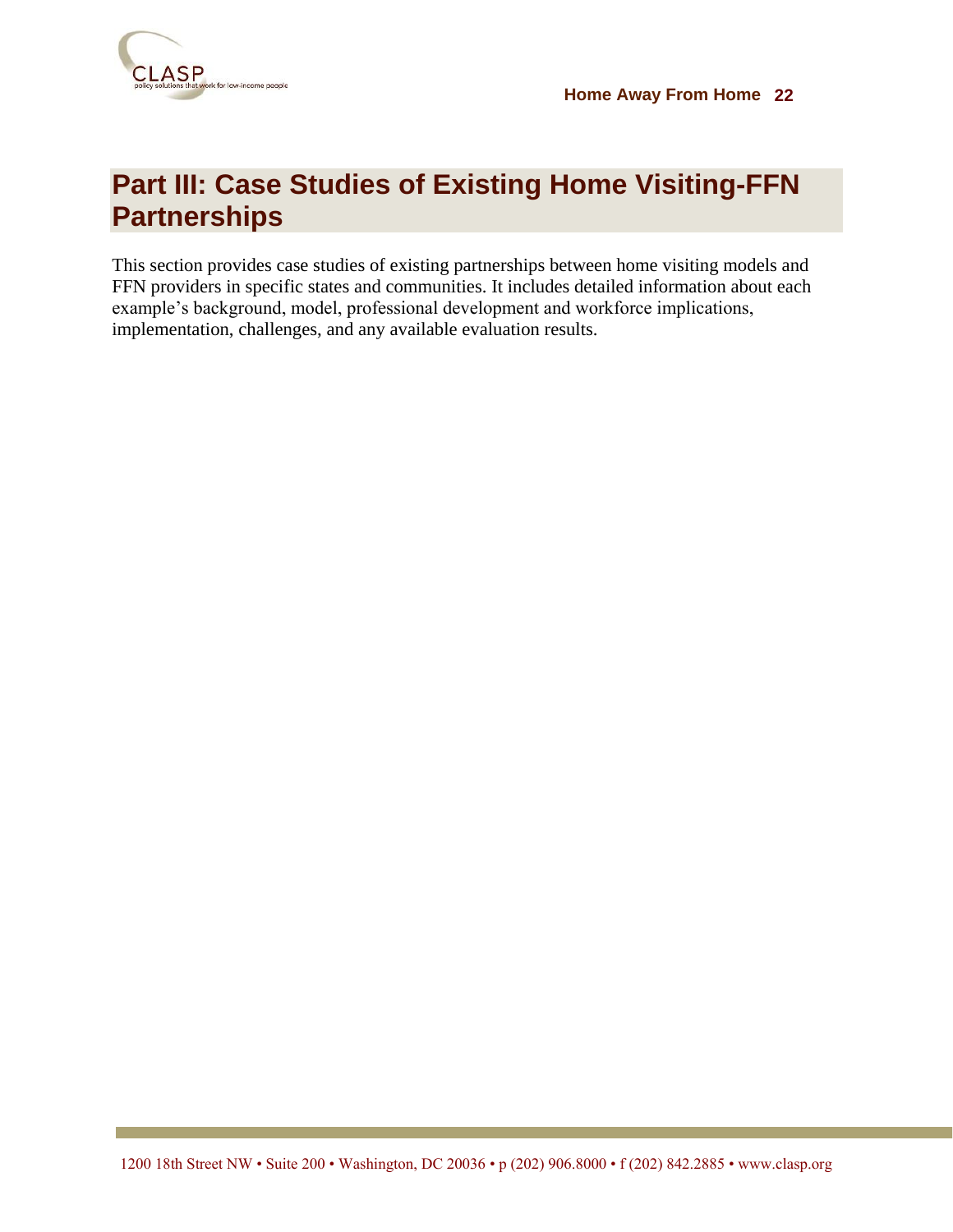# Part III: Case Studies of Existing Home Visiting-FFN Partnerships

This section provides case studies of existing partnerships between home visiting models and FFN providers in specific states and communities. It includes detailed information about each example's background, model, professional development and workforce implications, implementation, challenges, and any available evaluation results.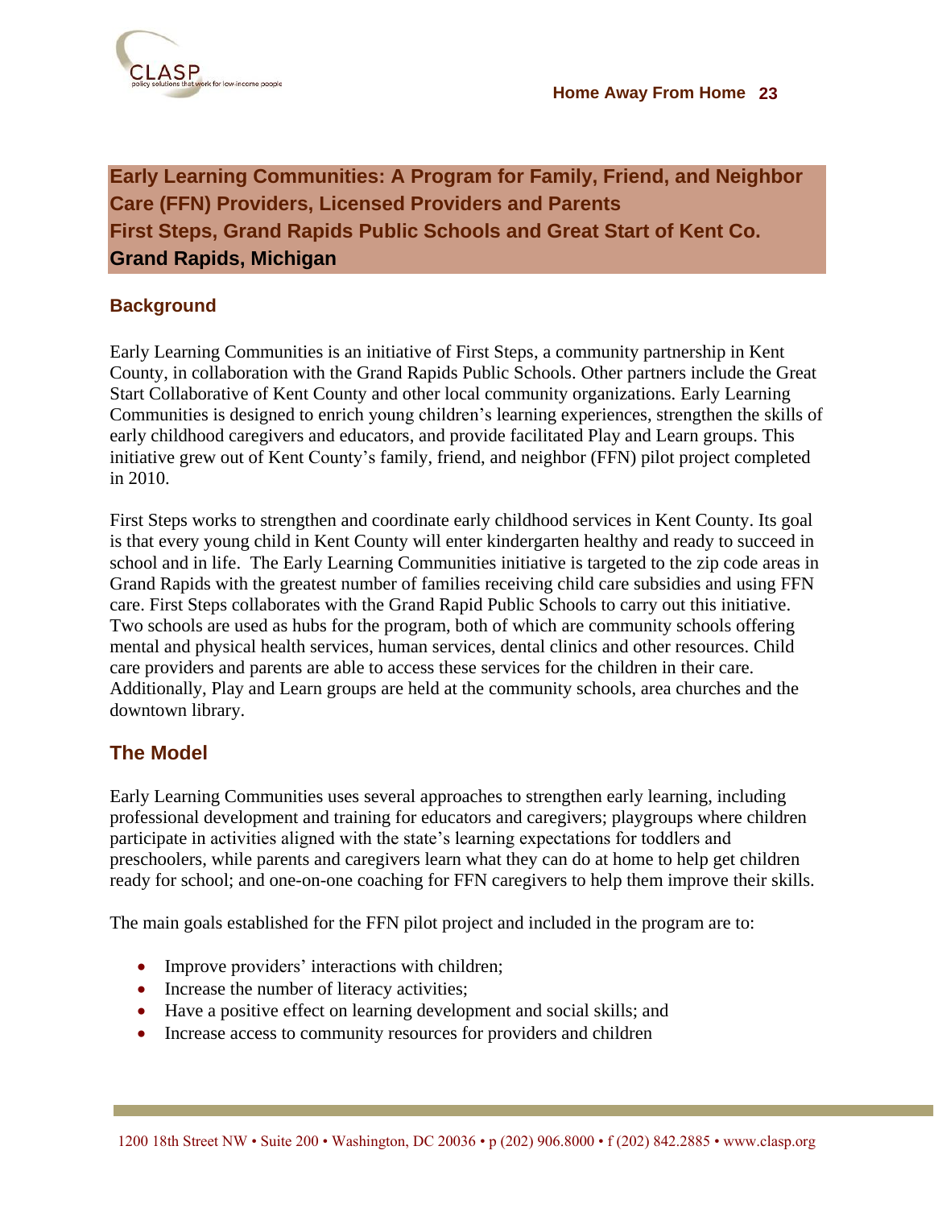## Early Learning Communities: A Program for Family, Friend, and Neighbor Care (FFN) Providers, Licensed Providers and Parents
## First Steps, Grand Rapids Public Schools and Great Start of Kent Co.
## Grand Rapids, Michigan

### Background

Early Learning Communities is an initiative of First Steps, a community partnership in Kent County, in collaboration with the Grand Rapids Public Schools. Other partners include the Great Start Collaborative of Kent County and other local community organizations. Early Learning Communities is designed to enrich young children's learning experiences, strengthen the skills of early childhood caregivers and educators, and provide facilitated Play and Learn groups. This initiative grew out of Kent County's family, friend, and neighbor (FFN) pilot project completed in 2010.

First Steps works to strengthen and coordinate early childhood services in Kent County. Its goal is that every young child in Kent County will enter kindergarten healthy and ready to succeed in school and in life. The Early Learning Communities initiative is targeted to the zip code areas in Grand Rapids with the greatest number of families receiving child care subsidies and using FFN care. First Steps collaborates with the Grand Rapid Public Schools to carry out this initiative. Two schools are used as hubs for the program, both of which are community schools offering mental and physical health services, human services, dental clinics and other resources. Child care providers and parents are able to access these services for the children in their care. Additionally, Play and Learn groups are held at the community schools, area churches and the downtown library.

### The Model

Early Learning Communities uses several approaches to strengthen early learning, including professional development and training for educators and caregivers; playgroups where children participate in activities aligned with the state's learning expectations for toddlers and preschoolers, while parents and caregivers learn what they can do at home to help get children ready for school; and one-on-one coaching for FFN caregivers to help them improve their skills.

The main goals established for the FFN pilot project and included in the program are to:

- Improve providers' interactions with children;
- Increase the number of literacy activities;
- Have a positive effect on learning development and social skills; and
- Increase access to community resources for providers and children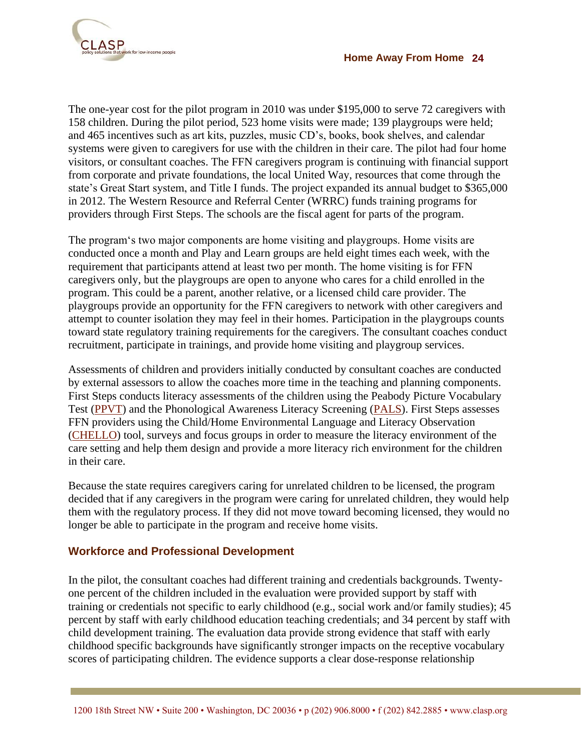The one-year cost for the pilot program in 2010 was under $195,000 to serve 72 caregivers with 158 children. During the pilot period, 523 home visits were made; 139 playgroups were held; and 465 incentives such as art kits, puzzles, music CD's, books, book shelves, and calendar systems were given to caregivers for use with the children in their care. The pilot had four home visitors, or consultant coaches. The FFN caregivers program is continuing with financial support from corporate and private foundations, the local United Way, resources that come through the state's Great Start system, and Title I funds. The project expanded its annual budget to $365,000 in 2012. The Western Resource and Referral Center (WRRC) funds training programs for providers through First Steps. The schools are the fiscal agent for parts of the program.

The program's two major components are home visiting and playgroups. Home visits are conducted once a month and Play and Learn groups are held eight times each week, with the requirement that participants attend at least two per month. The home visiting is for FFN caregivers only, but the playgroups are open to anyone who cares for a child enrolled in the program. This could be a parent, another relative, or a licensed child care provider. The playgroups provide an opportunity for the FFN caregivers to network with other caregivers and attempt to counter isolation they may feel in their homes. Participation in the playgroups counts toward state regulatory training requirements for the caregivers. The consultant coaches conduct recruitment, participate in trainings, and provide home visiting and playgroup services.

Assessments of children and providers initially conducted by consultant coaches are conducted by external assessors to allow the coaches more time in the teaching and planning components. First Steps conducts literacy assessments of the children using the Peabody Picture Vocabulary Test (PPVT) and the Phonological Awareness Literacy Screening (PALS). First Steps assesses FFN providers using the Child/Home Environmental Language and Literacy Observation (CHELLO) tool, surveys and focus groups in order to measure the literacy environment of the care setting and help them design and provide a more literacy rich environment for the children in their care.

Because the state requires caregivers caring for unrelated children to be licensed, the program decided that if any caregivers in the program were caring for unrelated children, they would help them with the regulatory process. If they did not move toward becoming licensed, they would no longer be able to participate in the program and receive home visits.

### Workforce and Professional Development

In the pilot, the consultant coaches had different training and credentials backgrounds. Twenty-one percent of the children included in the evaluation were provided support by staff with training or credentials not specific to early childhood (e.g., social work and/or family studies); 45 percent by staff with early childhood education teaching credentials; and 34 percent by staff with child development training. The evaluation data provide strong evidence that staff with early childhood specific backgrounds have significantly stronger impacts on the receptive vocabulary scores of participating children. The evidence supports a clear dose-response relationship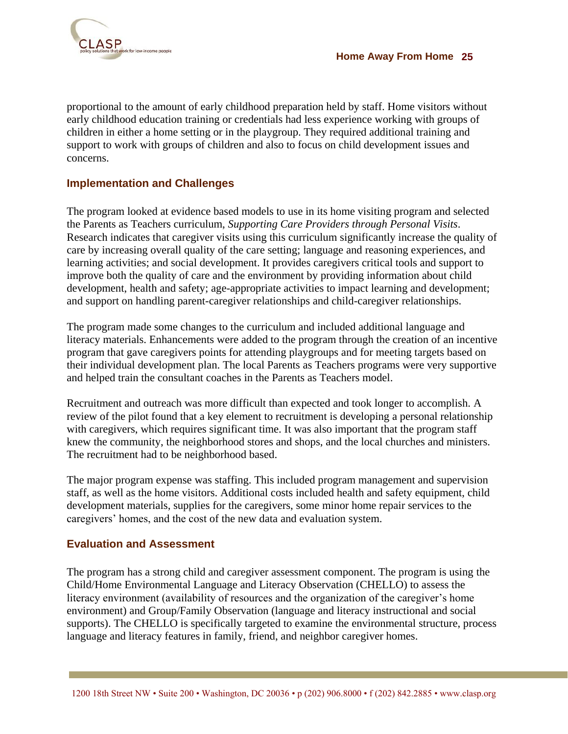proportional to the amount of early childhood preparation held by staff. Home visitors without early childhood education training or credentials had less experience working with groups of children in either a home setting or in the playgroup. They required additional training and support to work with groups of children and also to focus on child development issues and concerns.

### Implementation and Challenges

The program looked at evidence based models to use in its home visiting program and selected the Parents as Teachers curriculum, *Supporting Care Providers through Personal Visits*. Research indicates that caregiver visits using this curriculum significantly increase the quality of care by increasing overall quality of the care setting; language and reasoning experiences, and learning activities; and social development. It provides caregivers critical tools and support to improve both the quality of care and the environment by providing information about child development, health and safety; age-appropriate activities to impact learning and development; and support on handling parent-caregiver relationships and child-caregiver relationships.

The program made some changes to the curriculum and included additional language and literacy materials. Enhancements were added to the program through the creation of an incentive program that gave caregivers points for attending playgroups and for meeting targets based on their individual development plan. The local Parents as Teachers programs were very supportive and helped train the consultant coaches in the Parents as Teachers model.

Recruitment and outreach was more difficult than expected and took longer to accomplish. A review of the pilot found that a key element to recruitment is developing a personal relationship with caregivers, which requires significant time. It was also important that the program staff knew the community, the neighborhood stores and shops, and the local churches and ministers. The recruitment had to be neighborhood based.

The major program expense was staffing. This included program management and supervision staff, as well as the home visitors. Additional costs included health and safety equipment, child development materials, supplies for the caregivers, some minor home repair services to the caregivers' homes, and the cost of the new data and evaluation system.

### Evaluation and Assessment

The program has a strong child and caregiver assessment component. The program is using the Child/Home Environmental Language and Literacy Observation (CHELLO) to assess the literacy environment (availability of resources and the organization of the caregiver's home environment) and Group/Family Observation (language and literacy instructional and social supports). The CHELLO is specifically targeted to examine the environmental structure, process language and literacy features in family, friend, and neighbor caregiver homes.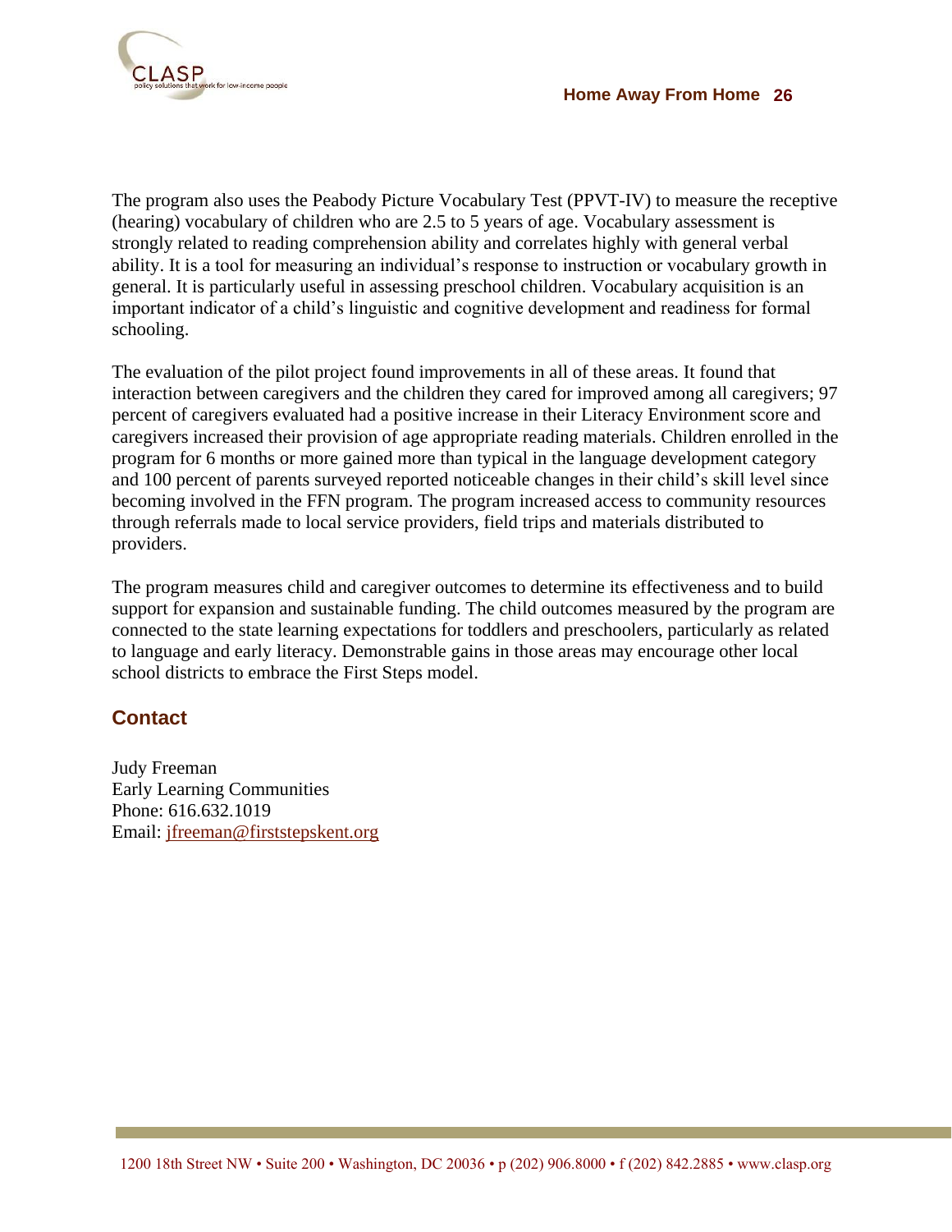The program also uses the Peabody Picture Vocabulary Test (PPVT-IV) to measure the receptive (hearing) vocabulary of children who are 2.5 to 5 years of age. Vocabulary assessment is strongly related to reading comprehension ability and correlates highly with general verbal ability. It is a tool for measuring an individual's response to instruction or vocabulary growth in general. It is particularly useful in assessing preschool children. Vocabulary acquisition is an important indicator of a child's linguistic and cognitive development and readiness for formal schooling.

The evaluation of the pilot project found improvements in all of these areas. It found that interaction between caregivers and the children they cared for improved among all caregivers; 97 percent of caregivers evaluated had a positive increase in their Literacy Environment score and caregivers increased their provision of age appropriate reading materials. Children enrolled in the program for 6 months or more gained more than typical in the language development category and 100 percent of parents surveyed reported noticeable changes in their child's skill level since becoming involved in the FFN program. The program increased access to community resources through referrals made to local service providers, field trips and materials distributed to providers.

The program measures child and caregiver outcomes to determine its effectiveness and to build support for expansion and sustainable funding. The child outcomes measured by the program are connected to the state learning expectations for toddlers and preschoolers, particularly as related to language and early literacy. Demonstrable gains in those areas may encourage other local school districts to embrace the First Steps model.

## Contact

Judy Freeman
Early Learning Communities
Phone: 616.632.1019
Email: jfreeman@firststepskent.org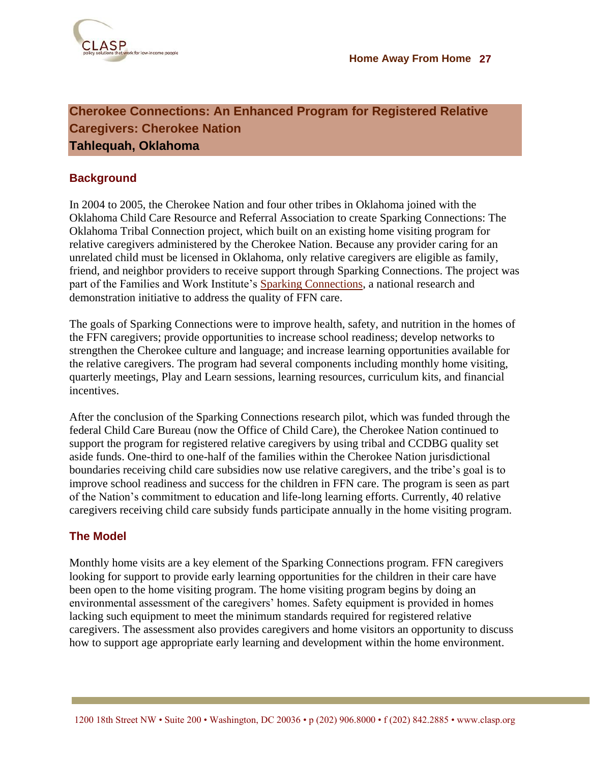## Cherokee Connections: An Enhanced Program for Registered Relative Caregivers: Cherokee Nation
**Tahlequah, Oklahoma**

### Background

In 2004 to 2005, the Cherokee Nation and four other tribes in Oklahoma joined with the Oklahoma Child Care Resource and Referral Association to create Sparking Connections: The Oklahoma Tribal Connection project, which built on an existing home visiting program for relative caregivers administered by the Cherokee Nation. Because any provider caring for an unrelated child must be licensed in Oklahoma, only relative caregivers are eligible as family, friend, and neighbor providers to receive support through Sparking Connections. The project was part of the Families and Work Institute's Sparking Connections, a national research and demonstration initiative to address the quality of FFN care.

The goals of Sparking Connections were to improve health, safety, and nutrition in the homes of the FFN caregivers; provide opportunities to increase school readiness; develop networks to strengthen the Cherokee culture and language; and increase learning opportunities available for the relative caregivers. The program had several components including monthly home visiting, quarterly meetings, Play and Learn sessions, learning resources, curriculum kits, and financial incentives.

After the conclusion of the Sparking Connections research pilot, which was funded through the federal Child Care Bureau (now the Office of Child Care), the Cherokee Nation continued to support the program for registered relative caregivers by using tribal and CCDBG quality set aside funds. One-third to one-half of the families within the Cherokee Nation jurisdictional boundaries receiving child care subsidies now use relative caregivers, and the tribe's goal is to improve school readiness and success for the children in FFN care. The program is seen as part of the Nation's commitment to education and life-long learning efforts. Currently, 40 relative caregivers receiving child care subsidy funds participate annually in the home visiting program.

### The Model

Monthly home visits are a key element of the Sparking Connections program. FFN caregivers looking for support to provide early learning opportunities for the children in their care have been open to the home visiting program. The home visiting program begins by doing an environmental assessment of the caregivers' homes. Safety equipment is provided in homes lacking such equipment to meet the minimum standards required for registered relative caregivers. The assessment also provides caregivers and home visitors an opportunity to discuss how to support age appropriate early learning and development within the home environment.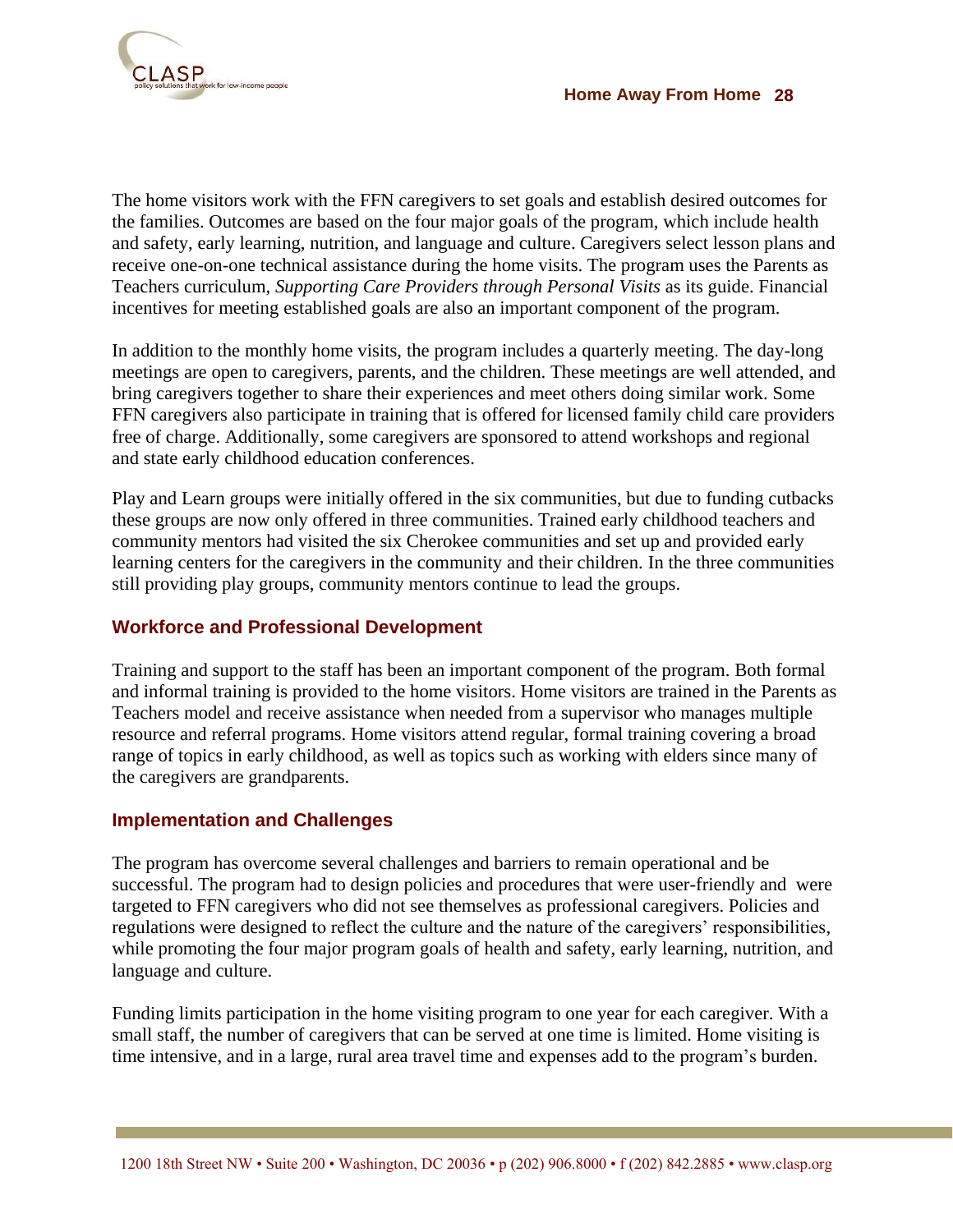The home visitors work with the FFN caregivers to set goals and establish desired outcomes for the families. Outcomes are based on the four major goals of the program, which include health and safety, early learning, nutrition, and language and culture. Caregivers select lesson plans and receive one-on-one technical assistance during the home visits. The program uses the Parents as Teachers curriculum, *Supporting Care Providers through Personal Visits* as its guide. Financial incentives for meeting established goals are also an important component of the program.

In addition to the monthly home visits, the program includes a quarterly meeting. The day-long meetings are open to caregivers, parents, and the children. These meetings are well attended, and bring caregivers together to share their experiences and meet others doing similar work. Some FFN caregivers also participate in training that is offered for licensed family child care providers free of charge. Additionally, some caregivers are sponsored to attend workshops and regional and state early childhood education conferences.

Play and Learn groups were initially offered in the six communities, but due to funding cutbacks these groups are now only offered in three communities. Trained early childhood teachers and community mentors had visited the six Cherokee communities and set up and provided early learning centers for the caregivers in the community and their children. In the three communities still providing play groups, community mentors continue to lead the groups.

### Workforce and Professional Development

Training and support to the staff has been an important component of the program. Both formal and informal training is provided to the home visitors. Home visitors are trained in the Parents as Teachers model and receive assistance when needed from a supervisor who manages multiple resource and referral programs. Home visitors attend regular, formal training covering a broad range of topics in early childhood, as well as topics such as working with elders since many of the caregivers are grandparents.

### Implementation and Challenges

The program has overcome several challenges and barriers to remain operational and be successful. The program had to design policies and procedures that were user-friendly and were targeted to FFN caregivers who did not see themselves as professional caregivers. Policies and regulations were designed to reflect the culture and the nature of the caregivers' responsibilities, while promoting the four major program goals of health and safety, early learning, nutrition, and language and culture.

Funding limits participation in the home visiting program to one year for each caregiver. With a small staff, the number of caregivers that can be served at one time is limited. Home visiting is time intensive, and in a large, rural area travel time and expenses add to the program's burden.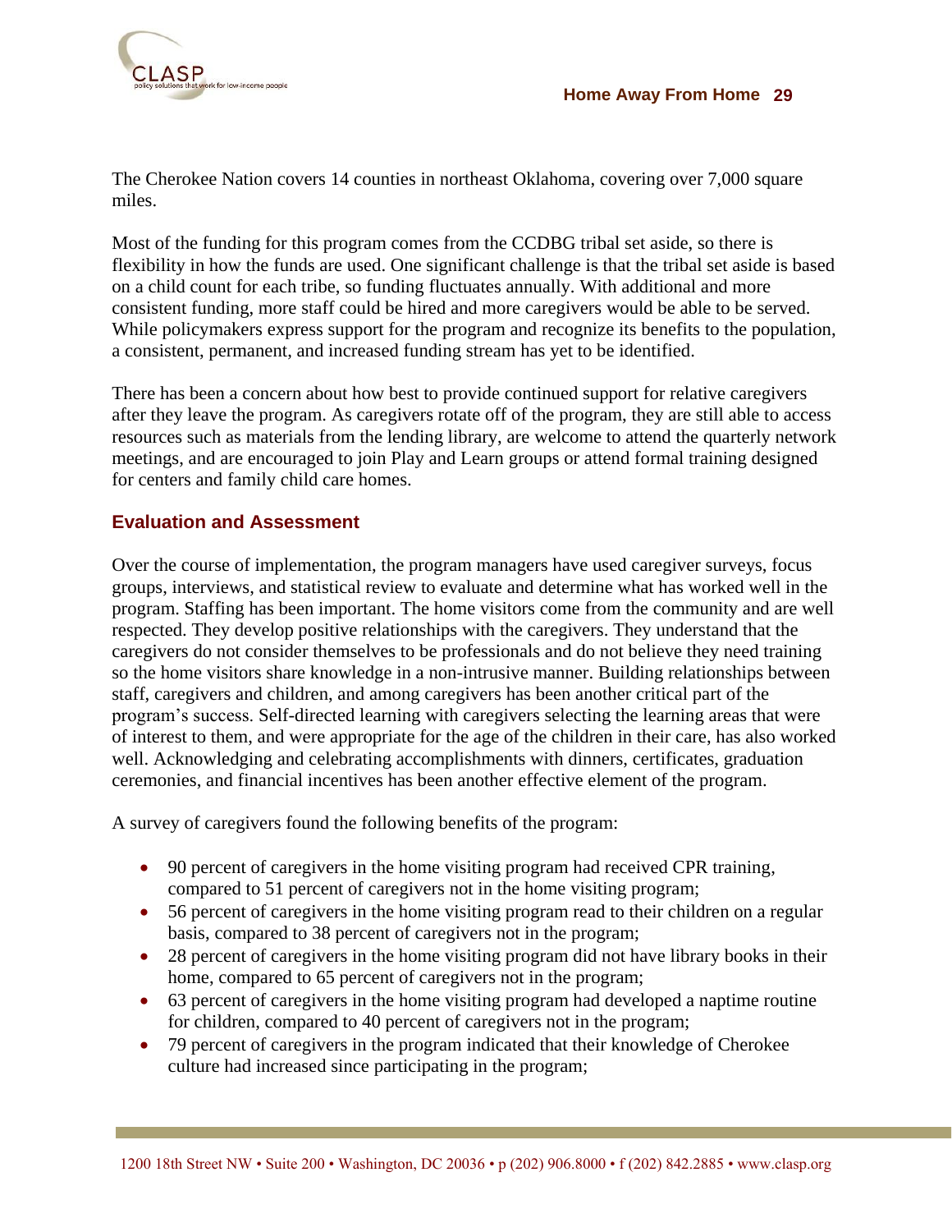The Cherokee Nation covers 14 counties in northeast Oklahoma, covering over 7,000 square miles.

Most of the funding for this program comes from the CCDBG tribal set aside, so there is flexibility in how the funds are used. One significant challenge is that the tribal set aside is based on a child count for each tribe, so funding fluctuates annually. With additional and more consistent funding, more staff could be hired and more caregivers would be able to be served. While policymakers express support for the program and recognize its benefits to the population, a consistent, permanent, and increased funding stream has yet to be identified.

There has been a concern about how best to provide continued support for relative caregivers after they leave the program. As caregivers rotate off of the program, they are still able to access resources such as materials from the lending library, are welcome to attend the quarterly network meetings, and are encouraged to join Play and Learn groups or attend formal training designed for centers and family child care homes.

## Evaluation and Assessment

Over the course of implementation, the program managers have used caregiver surveys, focus groups, interviews, and statistical review to evaluate and determine what has worked well in the program. Staffing has been important. The home visitors come from the community and are well respected. They develop positive relationships with the caregivers. They understand that the caregivers do not consider themselves to be professionals and do not believe they need training so the home visitors share knowledge in a non-intrusive manner. Building relationships between staff, caregivers and children, and among caregivers has been another critical part of the program's success. Self-directed learning with caregivers selecting the learning areas that were of interest to them, and were appropriate for the age of the children in their care, has also worked well. Acknowledging and celebrating accomplishments with dinners, certificates, graduation ceremonies, and financial incentives has been another effective element of the program.

A survey of caregivers found the following benefits of the program:

- 90 percent of caregivers in the home visiting program had received CPR training, compared to 51 percent of caregivers not in the home visiting program;
- 56 percent of caregivers in the home visiting program read to their children on a regular basis, compared to 38 percent of caregivers not in the program;
- 28 percent of caregivers in the home visiting program did not have library books in their home, compared to 65 percent of caregivers not in the program;
- 63 percent of caregivers in the home visiting program had developed a naptime routine for children, compared to 40 percent of caregivers not in the program;
- 79 percent of caregivers in the program indicated that their knowledge of Cherokee culture had increased since participating in the program;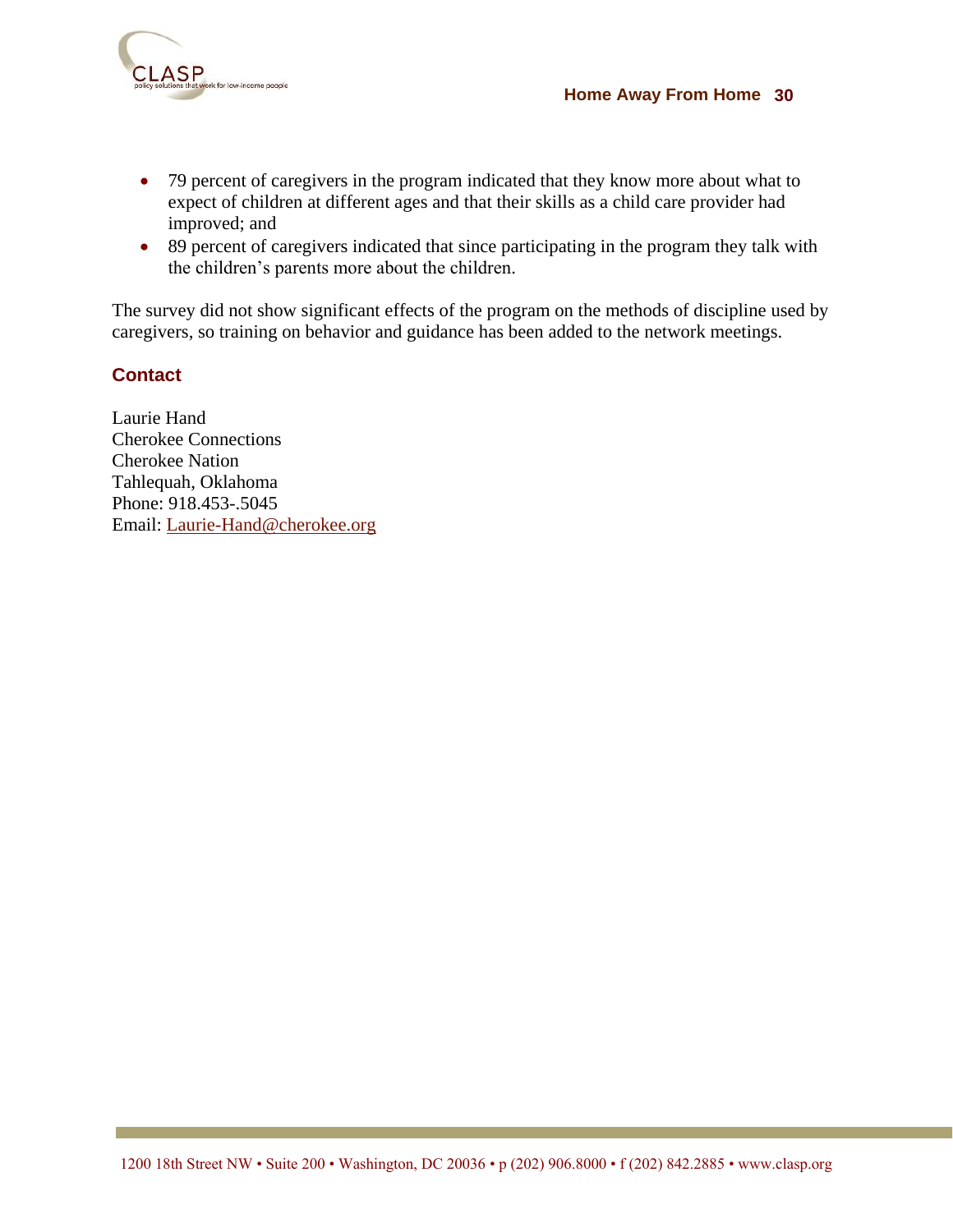- 79 percent of caregivers in the program indicated that they know more about what to expect of children at different ages and that their skills as a child care provider had improved; and
- 89 percent of caregivers indicated that since participating in the program they talk with the children's parents more about the children.

The survey did not show significant effects of the program on the methods of discipline used by caregivers, so training on behavior and guidance has been added to the network meetings.

### Contact

Laurie Hand
Cherokee Connections
Cherokee Nation
Tahlequah, Oklahoma
Phone: 918.453-.5045
Email: Laurie-Hand@cherokee.org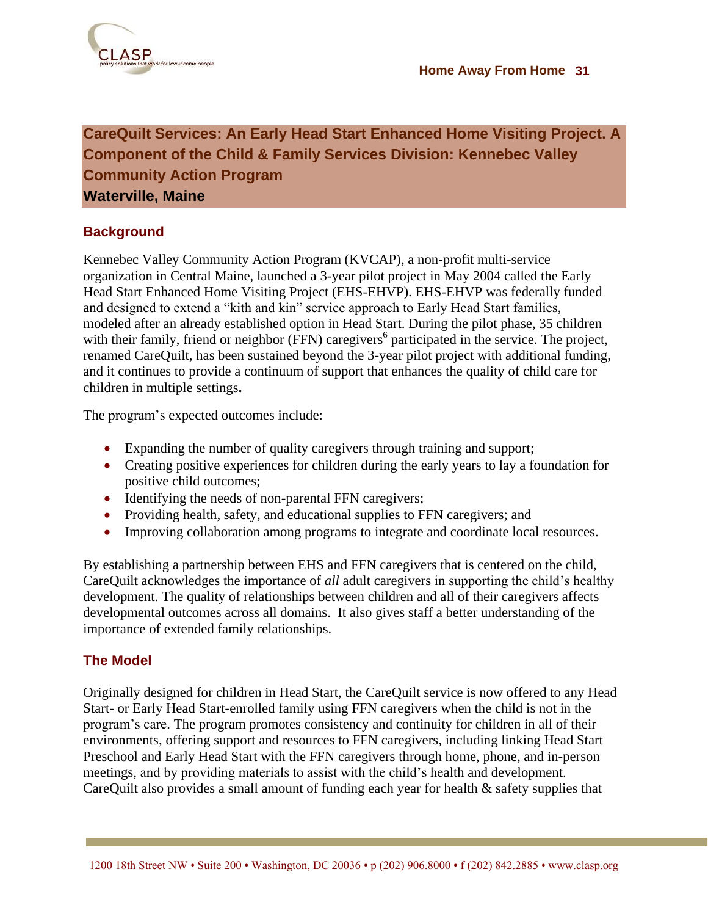## CareQuilt Services: An Early Head Start Enhanced Home Visiting Project. A Component of the Child & Family Services Division: Kennebec Valley Community Action Program
**Waterville, Maine**

### Background

Kennebec Valley Community Action Program (KVCAP), a non-profit multi-service organization in Central Maine, launched a 3-year pilot project in May 2004 called the Early Head Start Enhanced Home Visiting Project (EHS-EHVP). EHS-EHVP was federally funded and designed to extend a "kith and kin" service approach to Early Head Start families, modeled after an already established option in Head Start. During the pilot phase, 35 children with their family, friend or neighbor (FFN) caregivers[6] participated in the service. The project, renamed CareQuilt, has been sustained beyond the 3-year pilot project with additional funding, and it continues to provide a continuum of support that enhances the quality of child care for children in multiple settings**.**

The program's expected outcomes include:

- Expanding the number of quality caregivers through training and support;
- Creating positive experiences for children during the early years to lay a foundation for positive child outcomes;
- Identifying the needs of non-parental FFN caregivers;
- Providing health, safety, and educational supplies to FFN caregivers; and
- Improving collaboration among programs to integrate and coordinate local resources.

By establishing a partnership between EHS and FFN caregivers that is centered on the child, CareQuilt acknowledges the importance of *all* adult caregivers in supporting the child's healthy development. The quality of relationships between children and all of their caregivers affects developmental outcomes across all domains. It also gives staff a better understanding of the importance of extended family relationships.

### The Model

Originally designed for children in Head Start, the CareQuilt service is now offered to any Head Start- or Early Head Start-enrolled family using FFN caregivers when the child is not in the program's care. The program promotes consistency and continuity for children in all of their environments, offering support and resources to FFN caregivers, including linking Head Start Preschool and Early Head Start with the FFN caregivers through home, phone, and in-person meetings, and by providing materials to assist with the child's health and development. CareQuilt also provides a small amount of funding each year for health & safety supplies that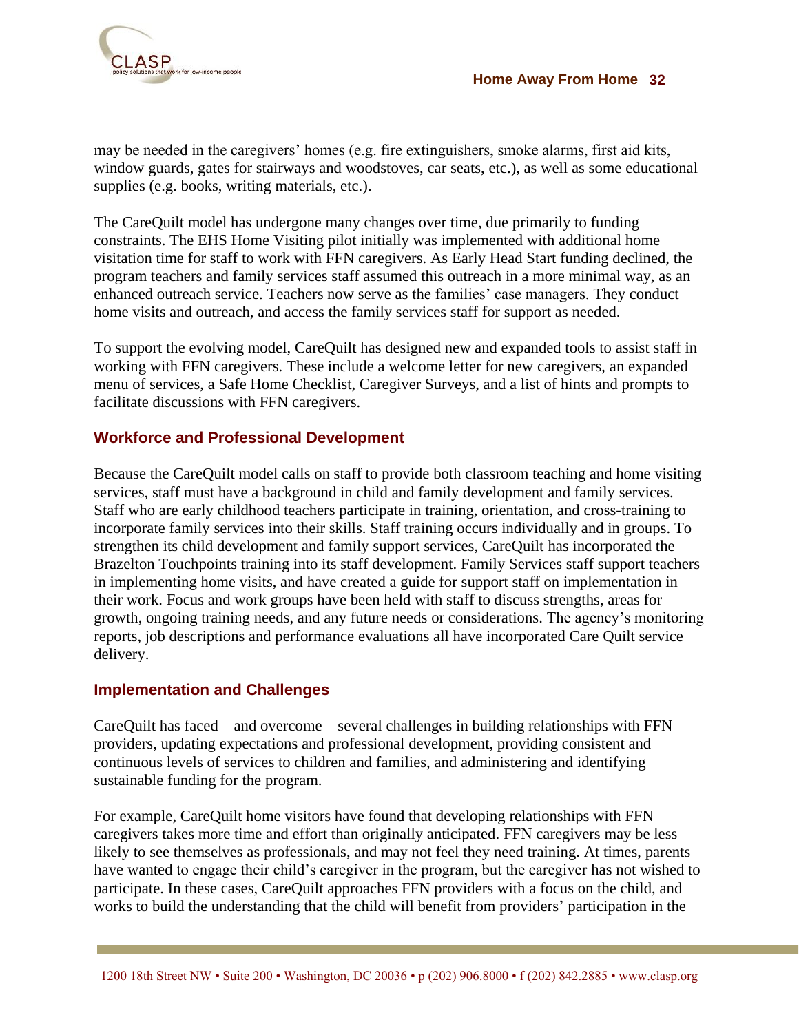may be needed in the caregivers' homes (e.g. fire extinguishers, smoke alarms, first aid kits, window guards, gates for stairways and woodstoves, car seats, etc.), as well as some educational supplies (e.g. books, writing materials, etc.).

The CareQuilt model has undergone many changes over time, due primarily to funding constraints. The EHS Home Visiting pilot initially was implemented with additional home visitation time for staff to work with FFN caregivers. As Early Head Start funding declined, the program teachers and family services staff assumed this outreach in a more minimal way, as an enhanced outreach service. Teachers now serve as the families' case managers. They conduct home visits and outreach, and access the family services staff for support as needed.

To support the evolving model, CareQuilt has designed new and expanded tools to assist staff in working with FFN caregivers. These include a welcome letter for new caregivers, an expanded menu of services, a Safe Home Checklist, Caregiver Surveys, and a list of hints and prompts to facilitate discussions with FFN caregivers.

### Workforce and Professional Development

Because the CareQuilt model calls on staff to provide both classroom teaching and home visiting services, staff must have a background in child and family development and family services. Staff who are early childhood teachers participate in training, orientation, and cross-training to incorporate family services into their skills. Staff training occurs individually and in groups. To strengthen its child development and family support services, CareQuilt has incorporated the Brazelton Touchpoints training into its staff development. Family Services staff support teachers in implementing home visits, and have created a guide for support staff on implementation in their work. Focus and work groups have been held with staff to discuss strengths, areas for growth, ongoing training needs, and any future needs or considerations. The agency's monitoring reports, job descriptions and performance evaluations all have incorporated Care Quilt service delivery.

### Implementation and Challenges

CareQuilt has faced – and overcome – several challenges in building relationships with FFN providers, updating expectations and professional development, providing consistent and continuous levels of services to children and families, and administering and identifying sustainable funding for the program.

For example, CareQuilt home visitors have found that developing relationships with FFN caregivers takes more time and effort than originally anticipated. FFN caregivers may be less likely to see themselves as professionals, and may not feel they need training. At times, parents have wanted to engage their child's caregiver in the program, but the caregiver has not wished to participate. In these cases, CareQuilt approaches FFN providers with a focus on the child, and works to build the understanding that the child will benefit from providers' participation in the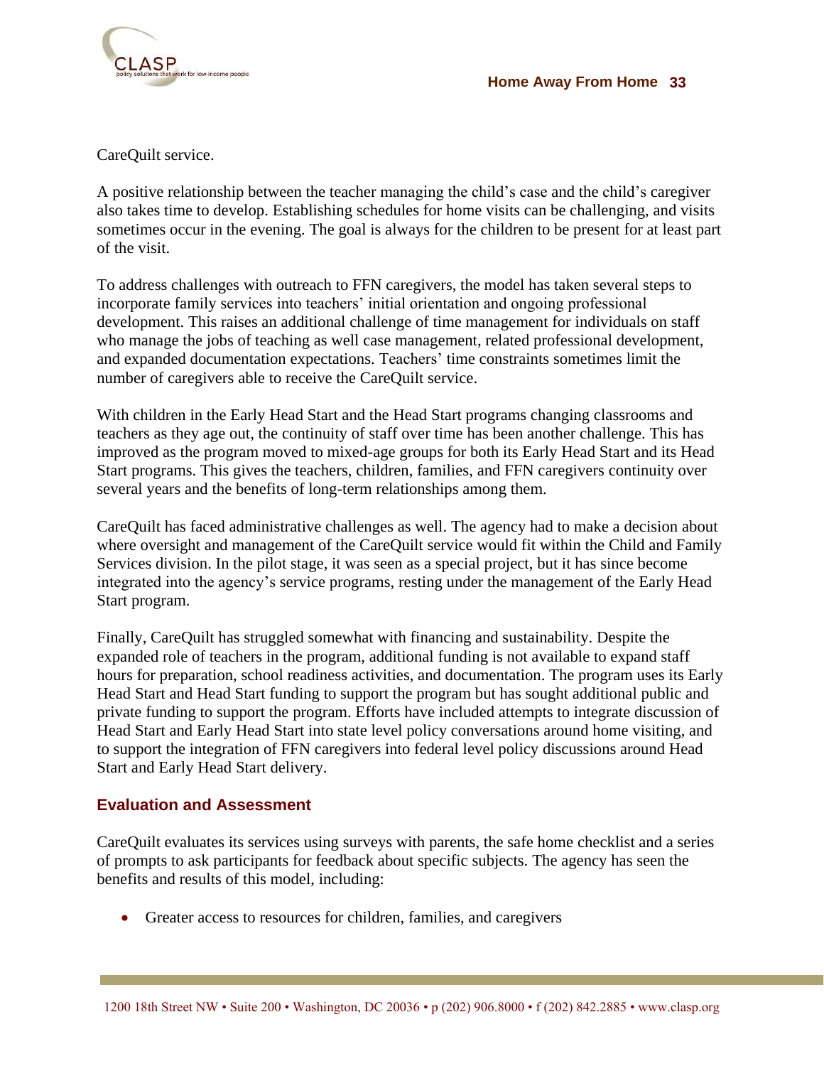CareQuilt service.

A positive relationship between the teacher managing the child's case and the child's caregiver also takes time to develop. Establishing schedules for home visits can be challenging, and visits sometimes occur in the evening. The goal is always for the children to be present for at least part of the visit.

To address challenges with outreach to FFN caregivers, the model has taken several steps to incorporate family services into teachers' initial orientation and ongoing professional development. This raises an additional challenge of time management for individuals on staff who manage the jobs of teaching as well case management, related professional development, and expanded documentation expectations. Teachers' time constraints sometimes limit the number of caregivers able to receive the CareQuilt service.

With children in the Early Head Start and the Head Start programs changing classrooms and teachers as they age out, the continuity of staff over time has been another challenge. This has improved as the program moved to mixed-age groups for both its Early Head Start and its Head Start programs. This gives the teachers, children, families, and FFN caregivers continuity over several years and the benefits of long-term relationships among them.

CareQuilt has faced administrative challenges as well. The agency had to make a decision about where oversight and management of the CareQuilt service would fit within the Child and Family Services division. In the pilot stage, it was seen as a special project, but it has since become integrated into the agency's service programs, resting under the management of the Early Head Start program.

Finally, CareQuilt has struggled somewhat with financing and sustainability. Despite the expanded role of teachers in the program, additional funding is not available to expand staff hours for preparation, school readiness activities, and documentation. The program uses its Early Head Start and Head Start funding to support the program but has sought additional public and private funding to support the program. Efforts have included attempts to integrate discussion of Head Start and Early Head Start into state level policy conversations around home visiting, and to support the integration of FFN caregivers into federal level policy discussions around Head Start and Early Head Start delivery.

### Evaluation and Assessment

CareQuilt evaluates its services using surveys with parents, the safe home checklist and a series of prompts to ask participants for feedback about specific subjects. The agency has seen the benefits and results of this model, including:

- Greater access to resources for children, families, and caregivers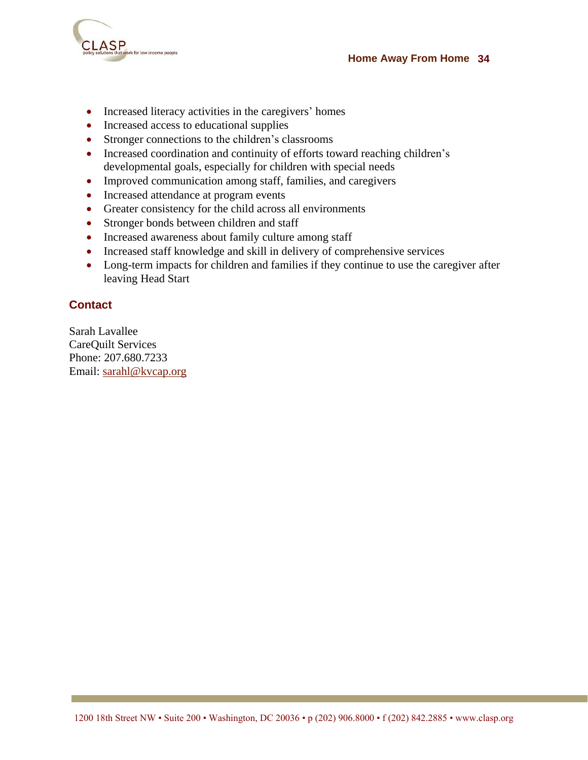- Increased literacy activities in the caregivers' homes
- Increased access to educational supplies
- Stronger connections to the children's classrooms
- Increased coordination and continuity of efforts toward reaching children's developmental goals, especially for children with special needs
- Improved communication among staff, families, and caregivers
- Increased attendance at program events
- Greater consistency for the child across all environments
- Stronger bonds between children and staff
- Increased awareness about family culture among staff
- Increased staff knowledge and skill in delivery of comprehensive services
- Long-term impacts for children and families if they continue to use the caregiver after leaving Head Start

## Contact

Sarah Lavallee
CareQuilt Services
Phone: 207.680.7233
Email: sarahl@kvcap.org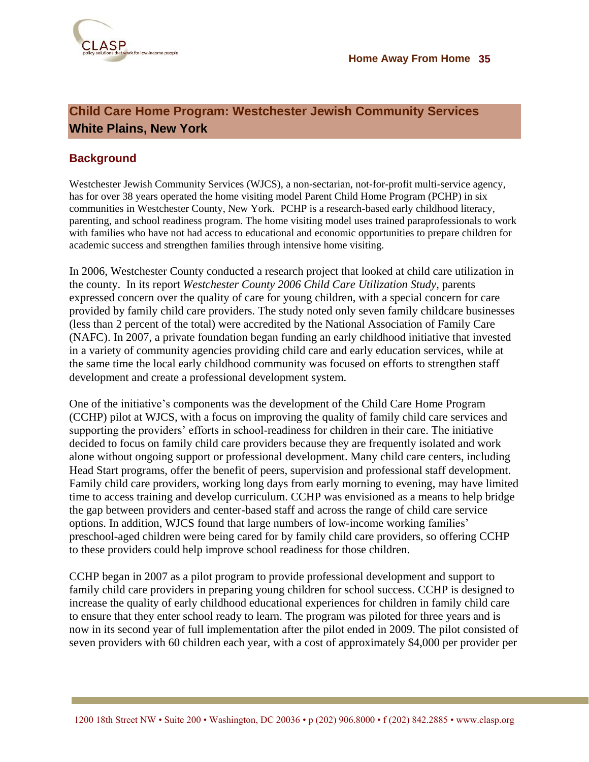## Child Care Home Program: Westchester Jewish Community Services
**White Plains, New York**

### Background

Westchester Jewish Community Services (WJCS), a non-sectarian, not-for-profit multi-service agency, has for over 38 years operated the home visiting model Parent Child Home Program (PCHP) in six communities in Westchester County, New York. PCHP is a research-based early childhood literacy, parenting, and school readiness program. The home visiting model uses trained paraprofessionals to work with families who have not had access to educational and economic opportunities to prepare children for academic success and strengthen families through intensive home visiting.

In 2006, Westchester County conducted a research project that looked at child care utilization in the county. In its report *Westchester County 2006 Child Care Utilization Study*, parents expressed concern over the quality of care for young children, with a special concern for care provided by family child care providers. The study noted only seven family childcare businesses (less than 2 percent of the total) were accredited by the National Association of Family Care (NAFC). In 2007, a private foundation began funding an early childhood initiative that invested in a variety of community agencies providing child care and early education services, while at the same time the local early childhood community was focused on efforts to strengthen staff development and create a professional development system.

One of the initiative's components was the development of the Child Care Home Program (CCHP) pilot at WJCS, with a focus on improving the quality of family child care services and supporting the providers' efforts in school-readiness for children in their care. The initiative decided to focus on family child care providers because they are frequently isolated and work alone without ongoing support or professional development. Many child care centers, including Head Start programs, offer the benefit of peers, supervision and professional staff development. Family child care providers, working long days from early morning to evening, may have limited time to access training and develop curriculum. CCHP was envisioned as a means to help bridge the gap between providers and center-based staff and across the range of child care service options. In addition, WJCS found that large numbers of low-income working families' preschool-aged children were being cared for by family child care providers, so offering CCHP to these providers could help improve school readiness for those children.

CCHP began in 2007 as a pilot program to provide professional development and support to family child care providers in preparing young children for school success. CCHP is designed to increase the quality of early childhood educational experiences for children in family child care to ensure that they enter school ready to learn. The program was piloted for three years and is now in its second year of full implementation after the pilot ended in 2009. The pilot consisted of seven providers with 60 children each year, with a cost of approximately $4,000 per provider per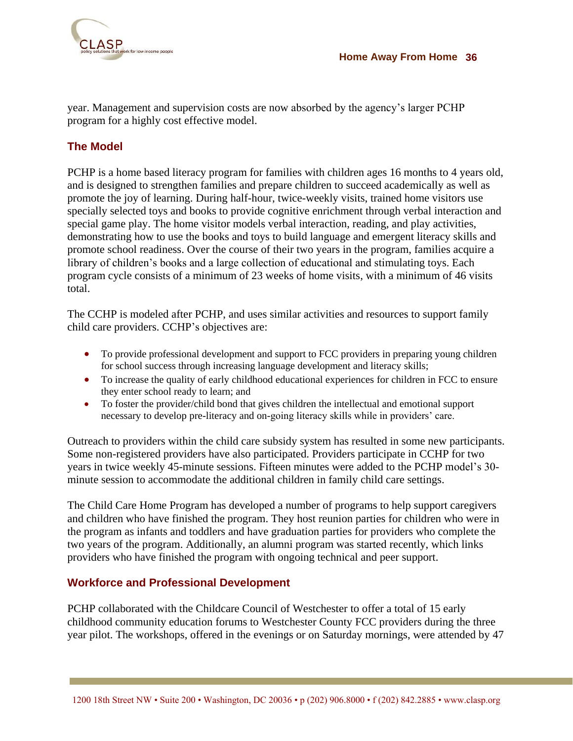year. Management and supervision costs are now absorbed by the agency's larger PCHP program for a highly cost effective model.

## The Model

PCHP is a home based literacy program for families with children ages 16 months to 4 years old, and is designed to strengthen families and prepare children to succeed academically as well as promote the joy of learning. During half-hour, twice-weekly visits, trained home visitors use specially selected toys and books to provide cognitive enrichment through verbal interaction and special game play. The home visitor models verbal interaction, reading, and play activities, demonstrating how to use the books and toys to build language and emergent literacy skills and promote school readiness. Over the course of their two years in the program, families acquire a library of children's books and a large collection of educational and stimulating toys. Each program cycle consists of a minimum of 23 weeks of home visits, with a minimum of 46 visits total.

The CCHP is modeled after PCHP, and uses similar activities and resources to support family child care providers. CCHP's objectives are:

- To provide professional development and support to FCC providers in preparing young children for school success through increasing language development and literacy skills;
- To increase the quality of early childhood educational experiences for children in FCC to ensure they enter school ready to learn; and
- To foster the provider/child bond that gives children the intellectual and emotional support necessary to develop pre-literacy and on-going literacy skills while in providers' care.

Outreach to providers within the child care subsidy system has resulted in some new participants. Some non-registered providers have also participated. Providers participate in CCHP for two years in twice weekly 45-minute sessions. Fifteen minutes were added to the PCHP model's 30-minute session to accommodate the additional children in family child care settings.

The Child Care Home Program has developed a number of programs to help support caregivers and children who have finished the program. They host reunion parties for children who were in the program as infants and toddlers and have graduation parties for providers who complete the two years of the program. Additionally, an alumni program was started recently, which links providers who have finished the program with ongoing technical and peer support.

## Workforce and Professional Development

PCHP collaborated with the Childcare Council of Westchester to offer a total of 15 early childhood community education forums to Westchester County FCC providers during the three year pilot. The workshops, offered in the evenings or on Saturday mornings, were attended by 47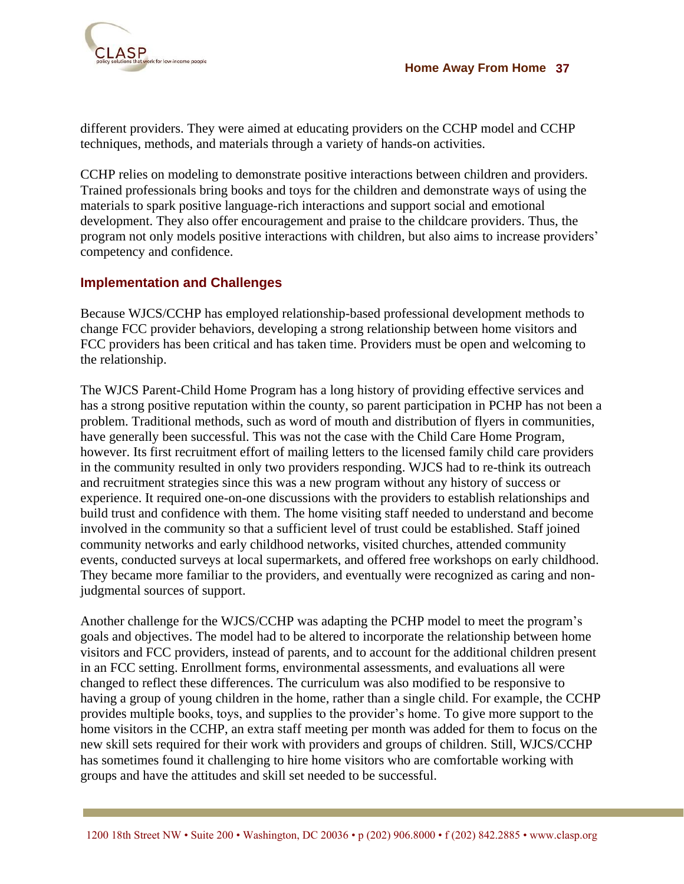different providers. They were aimed at educating providers on the CCHP model and CCHP techniques, methods, and materials through a variety of hands-on activities.

CCHP relies on modeling to demonstrate positive interactions between children and providers. Trained professionals bring books and toys for the children and demonstrate ways of using the materials to spark positive language-rich interactions and support social and emotional development. They also offer encouragement and praise to the childcare providers. Thus, the program not only models positive interactions with children, but also aims to increase providers' competency and confidence.

## Implementation and Challenges

Because WJCS/CCHP has employed relationship-based professional development methods to change FCC provider behaviors, developing a strong relationship between home visitors and FCC providers has been critical and has taken time. Providers must be open and welcoming to the relationship.

The WJCS Parent-Child Home Program has a long history of providing effective services and has a strong positive reputation within the county, so parent participation in PCHP has not been a problem. Traditional methods, such as word of mouth and distribution of flyers in communities, have generally been successful. This was not the case with the Child Care Home Program, however. Its first recruitment effort of mailing letters to the licensed family child care providers in the community resulted in only two providers responding. WJCS had to re-think its outreach and recruitment strategies since this was a new program without any history of success or experience. It required one-on-one discussions with the providers to establish relationships and build trust and confidence with them. The home visiting staff needed to understand and become involved in the community so that a sufficient level of trust could be established. Staff joined community networks and early childhood networks, visited churches, attended community events, conducted surveys at local supermarkets, and offered free workshops on early childhood. They became more familiar to the providers, and eventually were recognized as caring and non-judgmental sources of support.

Another challenge for the WJCS/CCHP was adapting the PCHP model to meet the program's goals and objectives. The model had to be altered to incorporate the relationship between home visitors and FCC providers, instead of parents, and to account for the additional children present in an FCC setting. Enrollment forms, environmental assessments, and evaluations all were changed to reflect these differences. The curriculum was also modified to be responsive to having a group of young children in the home, rather than a single child. For example, the CCHP provides multiple books, toys, and supplies to the provider's home. To give more support to the home visitors in the CCHP, an extra staff meeting per month was added for them to focus on the new skill sets required for their work with providers and groups of children. Still, WJCS/CCHP has sometimes found it challenging to hire home visitors who are comfortable working with groups and have the attitudes and skill set needed to be successful.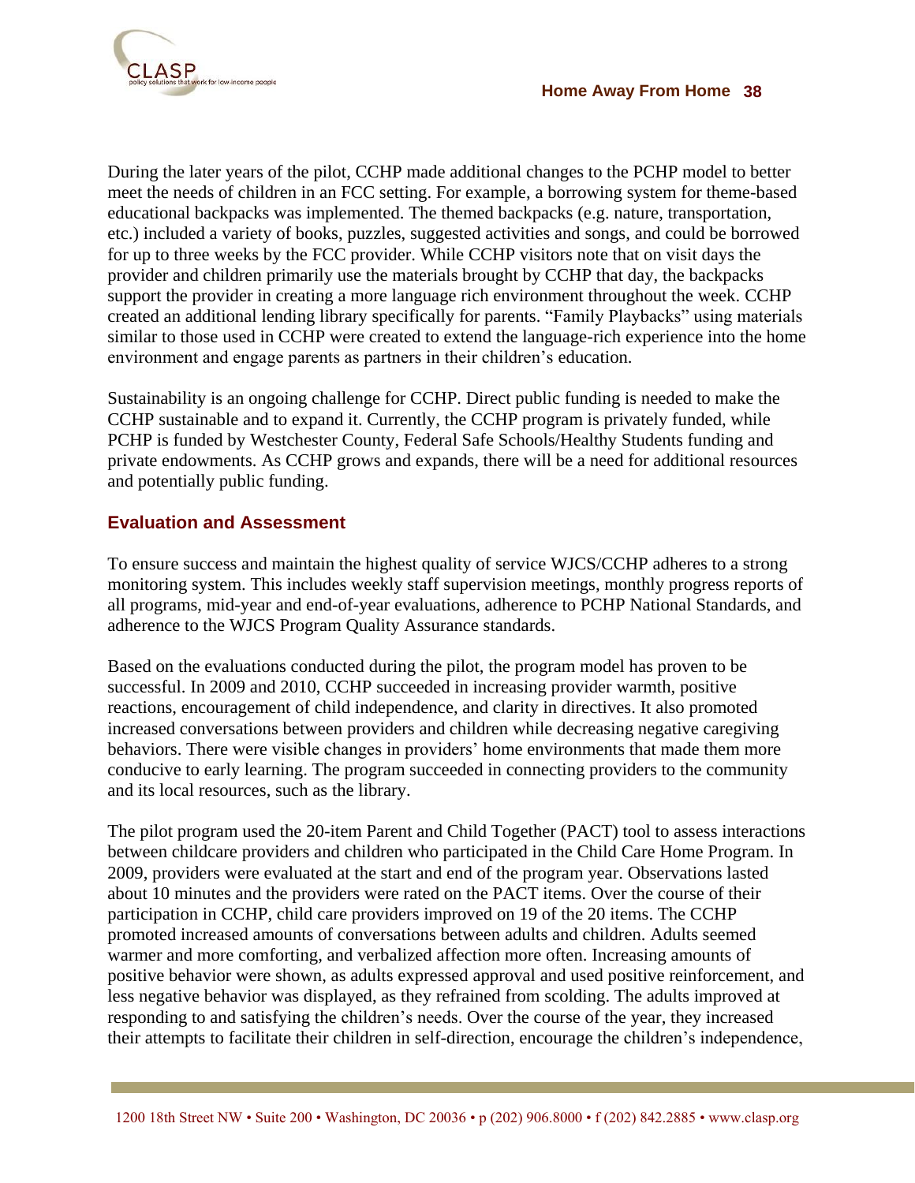During the later years of the pilot, CCHP made additional changes to the PCHP model to better meet the needs of children in an FCC setting. For example, a borrowing system for theme-based educational backpacks was implemented. The themed backpacks (e.g. nature, transportation, etc.) included a variety of books, puzzles, suggested activities and songs, and could be borrowed for up to three weeks by the FCC provider. While CCHP visitors note that on visit days the provider and children primarily use the materials brought by CCHP that day, the backpacks support the provider in creating a more language rich environment throughout the week. CCHP created an additional lending library specifically for parents. "Family Playbacks" using materials similar to those used in CCHP were created to extend the language-rich experience into the home environment and engage parents as partners in their children's education.

Sustainability is an ongoing challenge for CCHP. Direct public funding is needed to make the CCHP sustainable and to expand it. Currently, the CCHP program is privately funded, while PCHP is funded by Westchester County, Federal Safe Schools/Healthy Students funding and private endowments. As CCHP grows and expands, there will be a need for additional resources and potentially public funding.

### Evaluation and Assessment

To ensure success and maintain the highest quality of service WJCS/CCHP adheres to a strong monitoring system. This includes weekly staff supervision meetings, monthly progress reports of all programs, mid-year and end-of-year evaluations, adherence to PCHP National Standards, and adherence to the WJCS Program Quality Assurance standards.

Based on the evaluations conducted during the pilot, the program model has proven to be successful. In 2009 and 2010, CCHP succeeded in increasing provider warmth, positive reactions, encouragement of child independence, and clarity in directives. It also promoted increased conversations between providers and children while decreasing negative caregiving behaviors. There were visible changes in providers' home environments that made them more conducive to early learning. The program succeeded in connecting providers to the community and its local resources, such as the library.

The pilot program used the 20-item Parent and Child Together (PACT) tool to assess interactions between childcare providers and children who participated in the Child Care Home Program. In 2009, providers were evaluated at the start and end of the program year. Observations lasted about 10 minutes and the providers were rated on the PACT items. Over the course of their participation in CCHP, child care providers improved on 19 of the 20 items. The CCHP promoted increased amounts of conversations between adults and children. Adults seemed warmer and more comforting, and verbalized affection more often. Increasing amounts of positive behavior were shown, as adults expressed approval and used positive reinforcement, and less negative behavior was displayed, as they refrained from scolding. The adults improved at responding to and satisfying the children's needs. Over the course of the year, they increased their attempts to facilitate their children in self-direction, encourage the children's independence,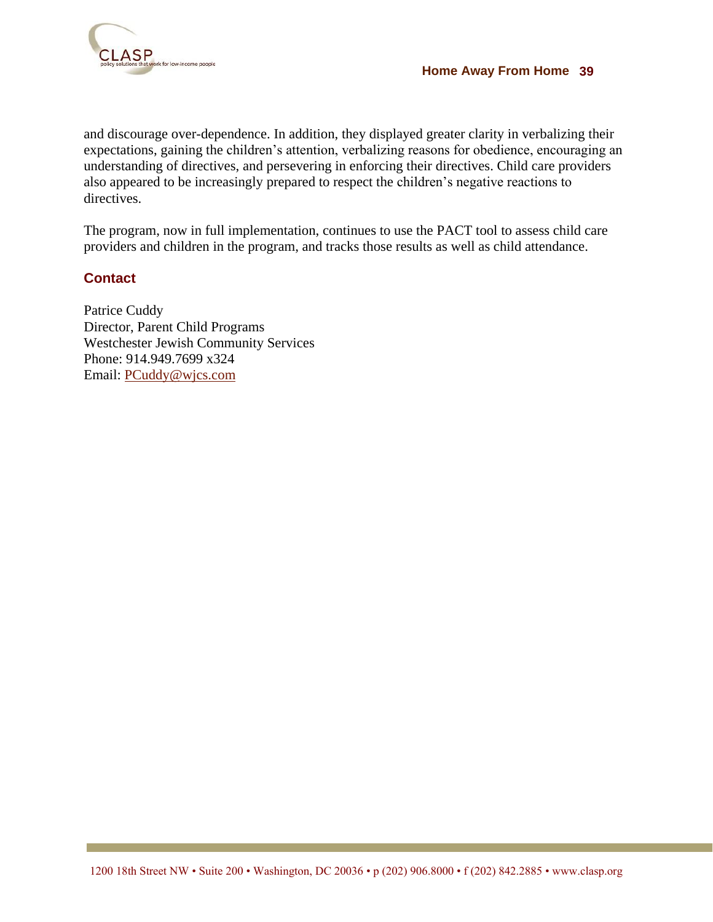and discourage over-dependence. In addition, they displayed greater clarity in verbalizing their expectations, gaining the children's attention, verbalizing reasons for obedience, encouraging an understanding of directives, and persevering in enforcing their directives. Child care providers also appeared to be increasingly prepared to respect the children's negative reactions to directives.

The program, now in full implementation, continues to use the PACT tool to assess child care providers and children in the program, and tracks those results as well as child attendance.

### Contact

Patrice Cuddy
Director, Parent Child Programs
Westchester Jewish Community Services
Phone: 914.949.7699 x324
Email: PCuddy@wjcs.com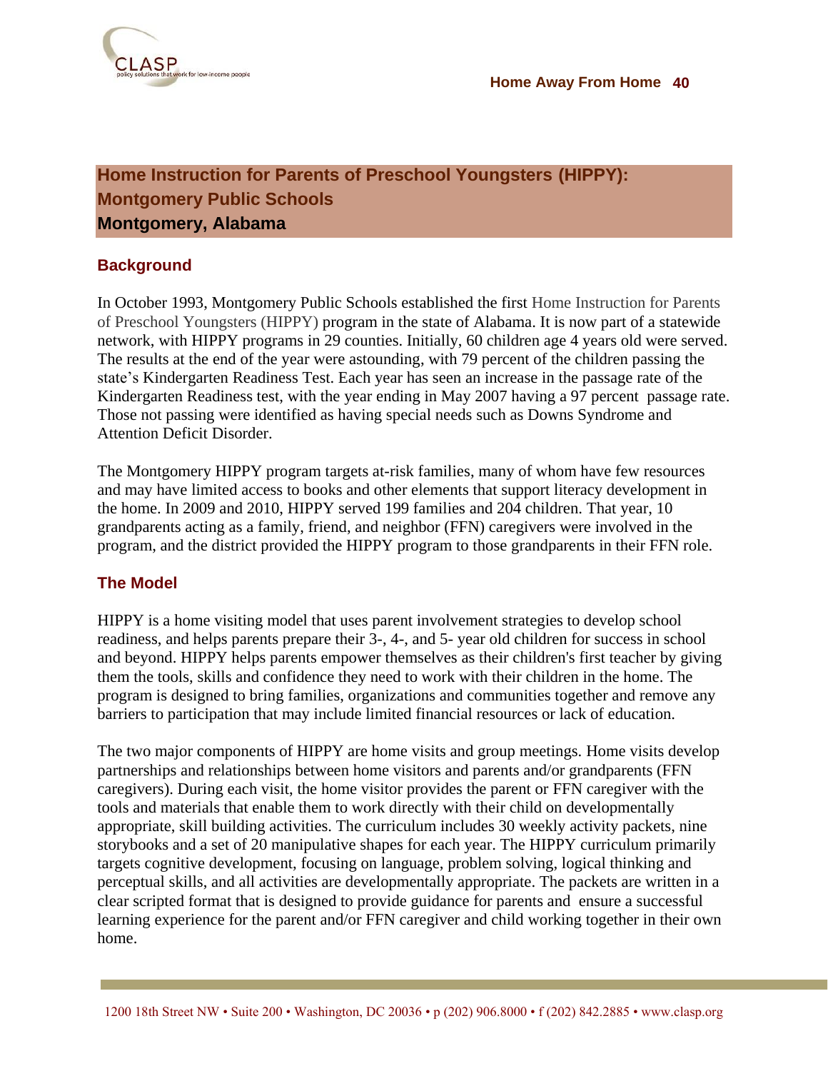## Home Instruction for Parents of Preschool Youngsters (HIPPY): Montgomery Public Schools
## Montgomery, Alabama

### Background

In October 1993, Montgomery Public Schools established the first Home Instruction for Parents of Preschool Youngsters (HIPPY) program in the state of Alabama. It is now part of a statewide network, with HIPPY programs in 29 counties. Initially, 60 children age 4 years old were served. The results at the end of the year were astounding, with 79 percent of the children passing the state's Kindergarten Readiness Test. Each year has seen an increase in the passage rate of the Kindergarten Readiness test, with the year ending in May 2007 having a 97 percent passage rate. Those not passing were identified as having special needs such as Downs Syndrome and Attention Deficit Disorder.

The Montgomery HIPPY program targets at-risk families, many of whom have few resources and may have limited access to books and other elements that support literacy development in the home. In 2009 and 2010, HIPPY served 199 families and 204 children. That year, 10 grandparents acting as a family, friend, and neighbor (FFN) caregivers were involved in the program, and the district provided the HIPPY program to those grandparents in their FFN role.

### The Model

HIPPY is a home visiting model that uses parent involvement strategies to develop school readiness, and helps parents prepare their 3-, 4-, and 5- year old children for success in school and beyond. HIPPY helps parents empower themselves as their children's first teacher by giving them the tools, skills and confidence they need to work with their children in the home. The program is designed to bring families, organizations and communities together and remove any barriers to participation that may include limited financial resources or lack of education.

The two major components of HIPPY are home visits and group meetings. Home visits develop partnerships and relationships between home visitors and parents and/or grandparents (FFN caregivers). During each visit, the home visitor provides the parent or FFN caregiver with the tools and materials that enable them to work directly with their child on developmentally appropriate, skill building activities. The curriculum includes 30 weekly activity packets, nine storybooks and a set of 20 manipulative shapes for each year. The HIPPY curriculum primarily targets cognitive development, focusing on language, problem solving, logical thinking and perceptual skills, and all activities are developmentally appropriate. The packets are written in a clear scripted format that is designed to provide guidance for parents and ensure a successful learning experience for the parent and/or FFN caregiver and child working together in their own home.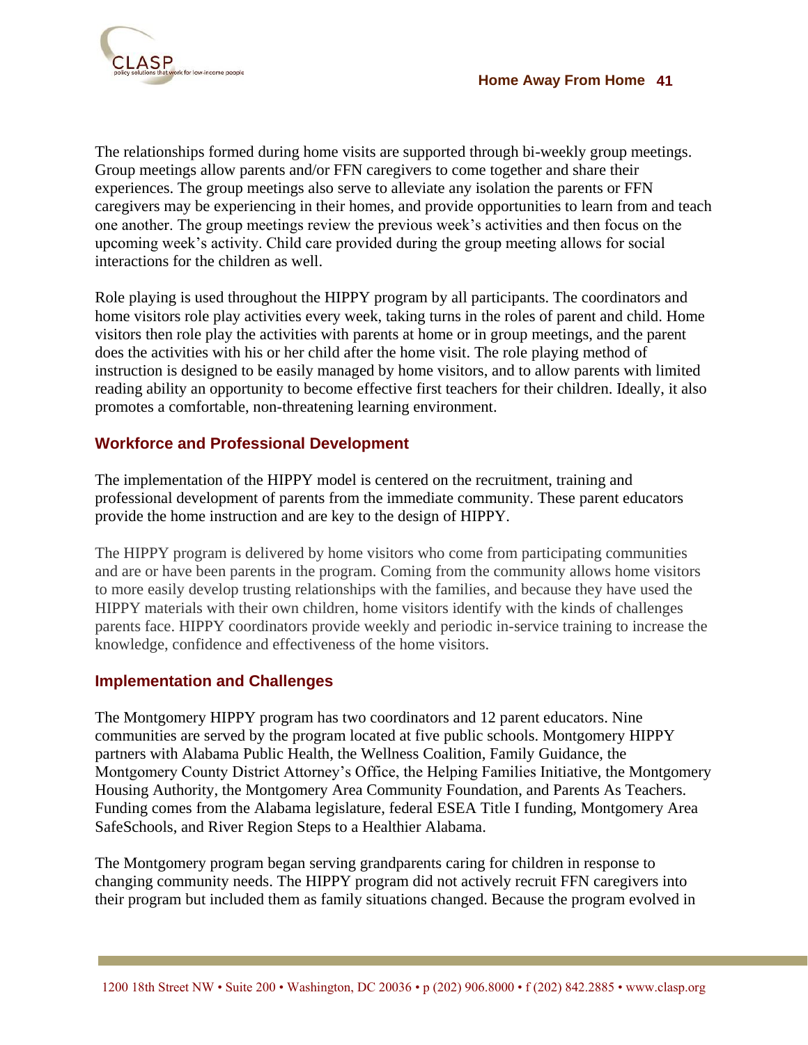The relationships formed during home visits are supported through bi-weekly group meetings. Group meetings allow parents and/or FFN caregivers to come together and share their experiences. The group meetings also serve to alleviate any isolation the parents or FFN caregivers may be experiencing in their homes, and provide opportunities to learn from and teach one another. The group meetings review the previous week's activities and then focus on the upcoming week's activity. Child care provided during the group meeting allows for social interactions for the children as well.

Role playing is used throughout the HIPPY program by all participants. The coordinators and home visitors role play activities every week, taking turns in the roles of parent and child. Home visitors then role play the activities with parents at home or in group meetings, and the parent does the activities with his or her child after the home visit. The role playing method of instruction is designed to be easily managed by home visitors, and to allow parents with limited reading ability an opportunity to become effective first teachers for their children. Ideally, it also promotes a comfortable, non-threatening learning environment.

### Workforce and Professional Development

The implementation of the HIPPY model is centered on the recruitment, training and professional development of parents from the immediate community. These parent educators provide the home instruction and are key to the design of HIPPY.

The HIPPY program is delivered by home visitors who come from participating communities and are or have been parents in the program. Coming from the community allows home visitors to more easily develop trusting relationships with the families, and because they have used the HIPPY materials with their own children, home visitors identify with the kinds of challenges parents face. HIPPY coordinators provide weekly and periodic in-service training to increase the knowledge, confidence and effectiveness of the home visitors.

### Implementation and Challenges

The Montgomery HIPPY program has two coordinators and 12 parent educators. Nine communities are served by the program located at five public schools. Montgomery HIPPY partners with Alabama Public Health, the Wellness Coalition, Family Guidance, the Montgomery County District Attorney's Office, the Helping Families Initiative, the Montgomery Housing Authority, the Montgomery Area Community Foundation, and Parents As Teachers. Funding comes from the Alabama legislature, federal ESEA Title I funding, Montgomery Area SafeSchools, and River Region Steps to a Healthier Alabama.

The Montgomery program began serving grandparents caring for children in response to changing community needs. The HIPPY program did not actively recruit FFN caregivers into their program but included them as family situations changed. Because the program evolved in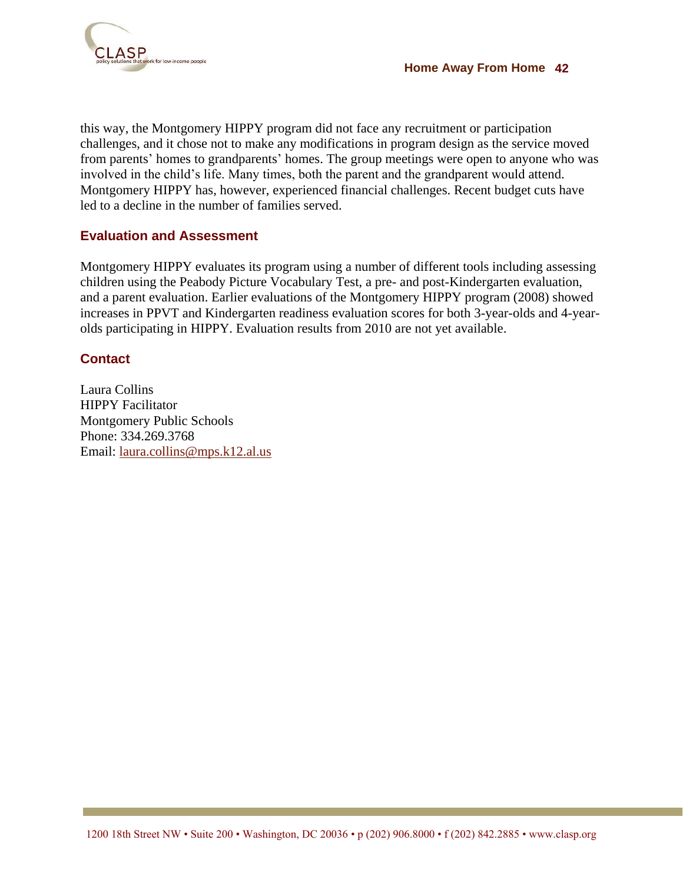this way, the Montgomery HIPPY program did not face any recruitment or participation challenges, and it chose not to make any modifications in program design as the service moved from parents' homes to grandparents' homes. The group meetings were open to anyone who was involved in the child's life. Many times, both the parent and the grandparent would attend. Montgomery HIPPY has, however, experienced financial challenges. Recent budget cuts have led to a decline in the number of families served.

### Evaluation and Assessment

Montgomery HIPPY evaluates its program using a number of different tools including assessing children using the Peabody Picture Vocabulary Test, a pre- and post-Kindergarten evaluation, and a parent evaluation. Earlier evaluations of the Montgomery HIPPY program (2008) showed increases in PPVT and Kindergarten readiness evaluation scores for both 3-year-olds and 4-year-olds participating in HIPPY. Evaluation results from 2010 are not yet available.

### Contact

Laura Collins
HIPPY Facilitator
Montgomery Public Schools
Phone: 334.269.3768
Email: laura.collins@mps.k12.al.us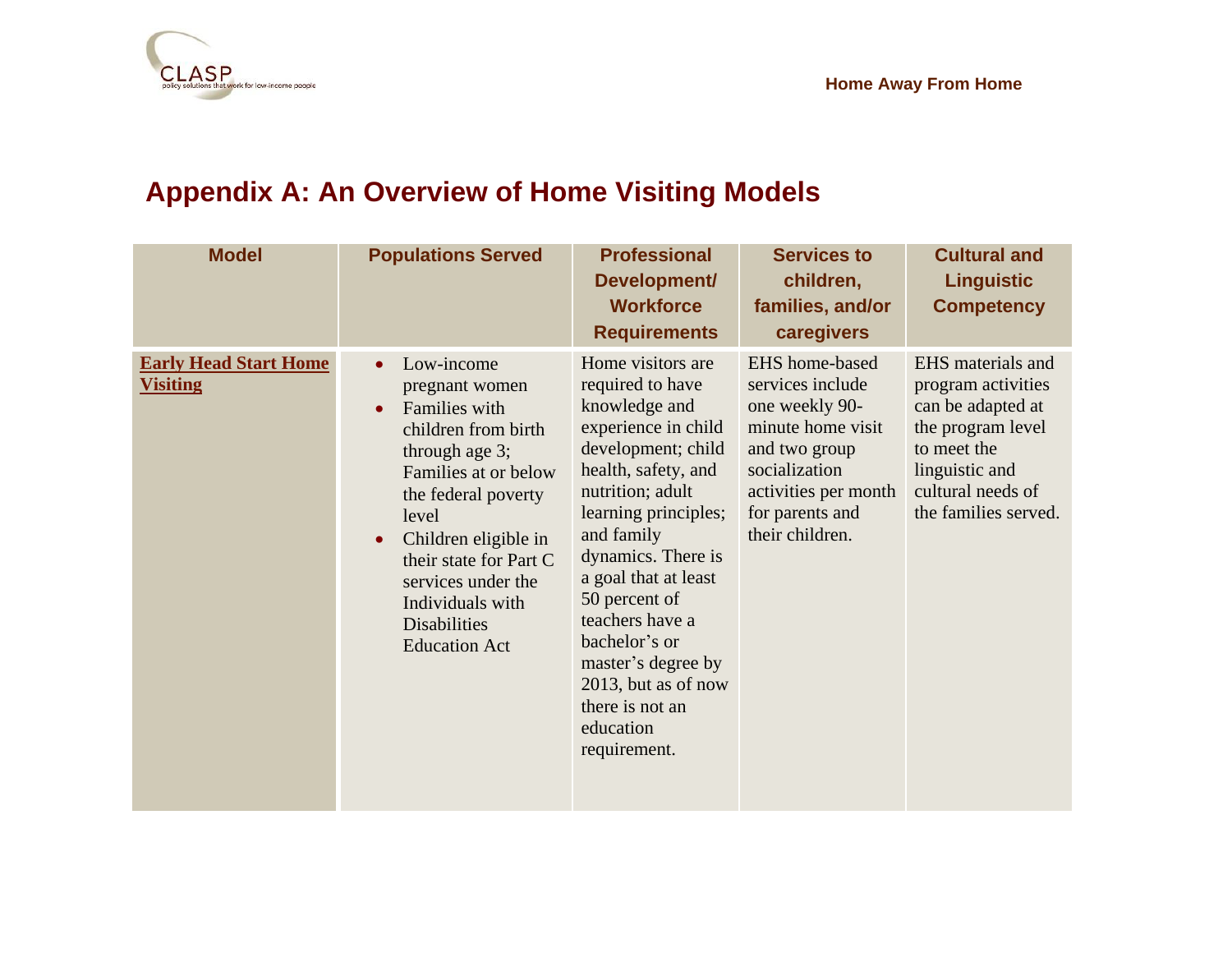# Appendix A: An Overview of Home Visiting Models

| Model | Populations Served | Professional Development/ Workforce Requirements | Services to children, families, and/or caregivers | Cultural and Linguistic Competency |
|---|---|---|---|---|
| **Early Head Start Home Visiting** | • Low-income pregnant women<br>• Families with children from birth through age 3; Families at or below the federal poverty level<br>• Children eligible in their state for Part C services under the Individuals with Disabilities Education Act | Home visitors are required to have knowledge and experience in child development; child health, safety, and nutrition; adult learning principles; and family dynamics. There is a goal that at least 50 percent of teachers have a bachelor's or master's degree by 2013, but as of now there is not an education requirement. | EHS home-based services include one weekly 90-minute home visit and two group socialization activities per month for parents and their children. | EHS materials and program activities can be adapted at the program level to meet the linguistic and cultural needs of the families served. |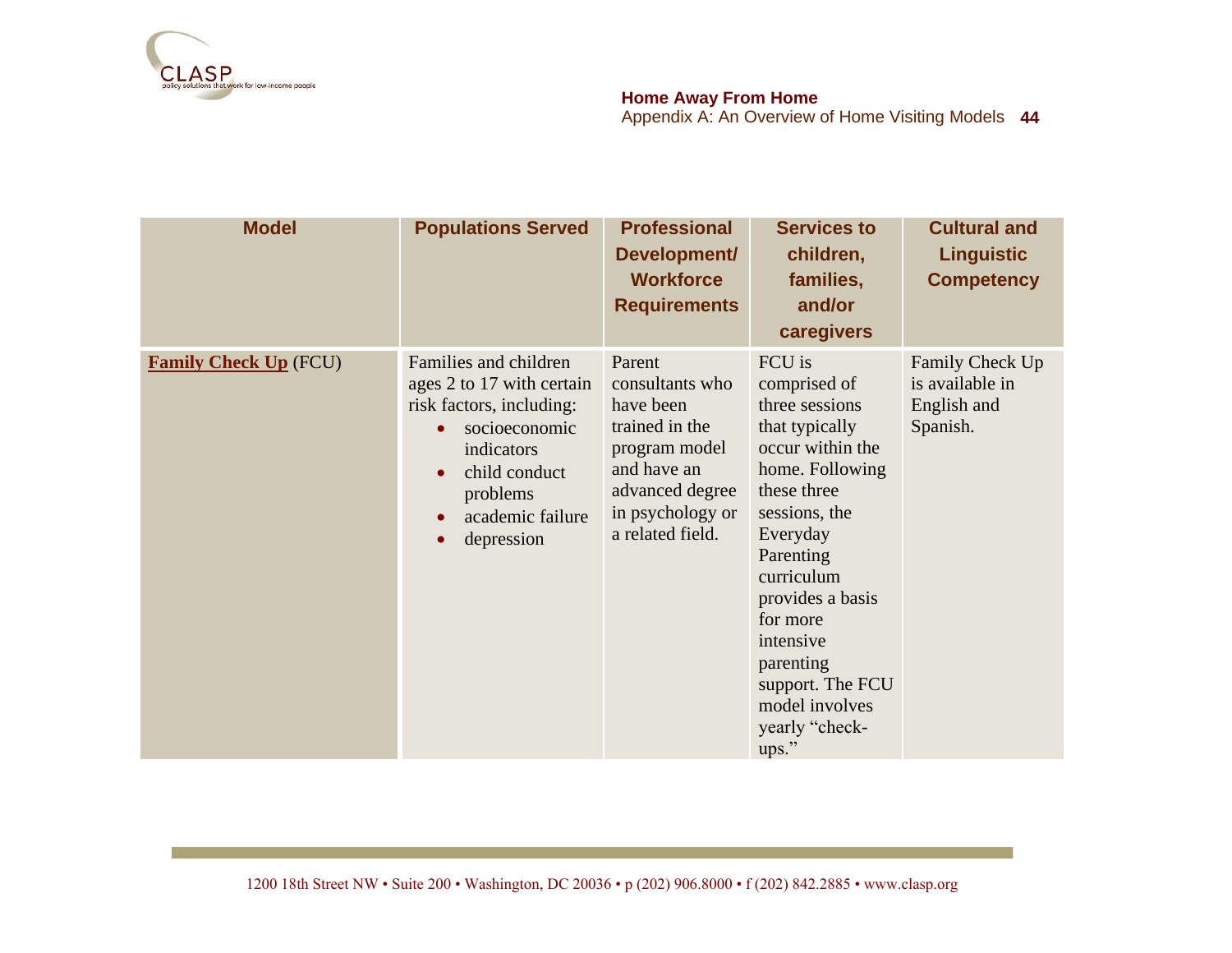| Model | Populations Served | Professional Development/ Workforce Requirements | Services to children, families, and/or caregivers | Cultural and Linguistic Competency |
|---|---|---|---|---|
| **Family Check Up** (FCU) | Families and children ages 2 to 17 with certain risk factors, including: <br>• socioeconomic indicators <br>• child conduct problems <br>• academic failure <br>• depression | Parent consultants who have been trained in the program model and have an advanced degree in psychology or a related field. | FCU is comprised of three sessions that typically occur within the home. Following these three sessions, the Everyday Parenting curriculum provides a basis for more intensive parenting support. The FCU model involves yearly "check-ups." | Family Check Up is available in English and Spanish. |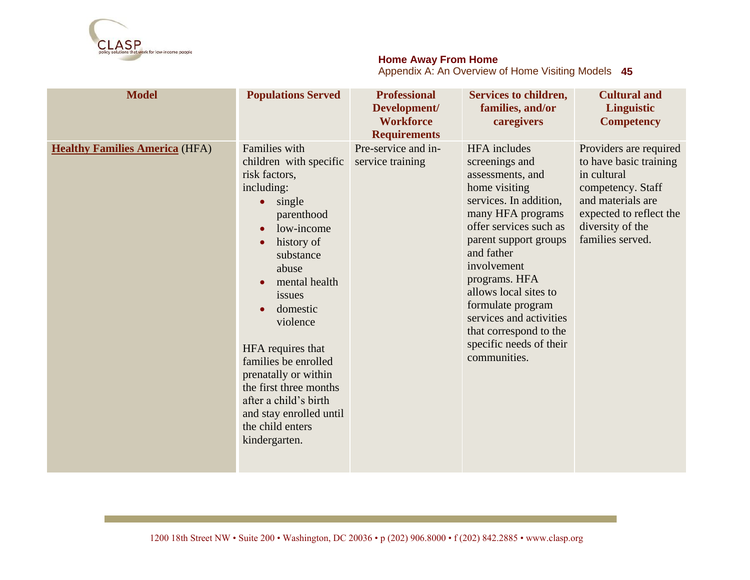| Model | Populations Served | Professional Development/ Workforce Requirements | Services to children, families, and/or caregivers | Cultural and Linguistic Competency |
|---|---|---|---|---|
| **Healthy Families America** (HFA) | Families with children with specific risk factors, including: <br>• single parenthood <br>• low-income <br>• history of substance abuse <br>• mental health issues <br>• domestic violence <br><br>HFA requires that families be enrolled prenatally or within the first three months after a child's birth and stay enrolled until the child enters kindergarten. | Pre-service and in-service training | HFA includes screenings and assessments, and home visiting services. In addition, many HFA programs offer services such as parent support groups and father involvement programs. HFA allows local sites to formulate program services and activities that correspond to the specific needs of their communities. | Providers are required to have basic training in cultural competency. Staff and materials are expected to reflect the diversity of the families served. |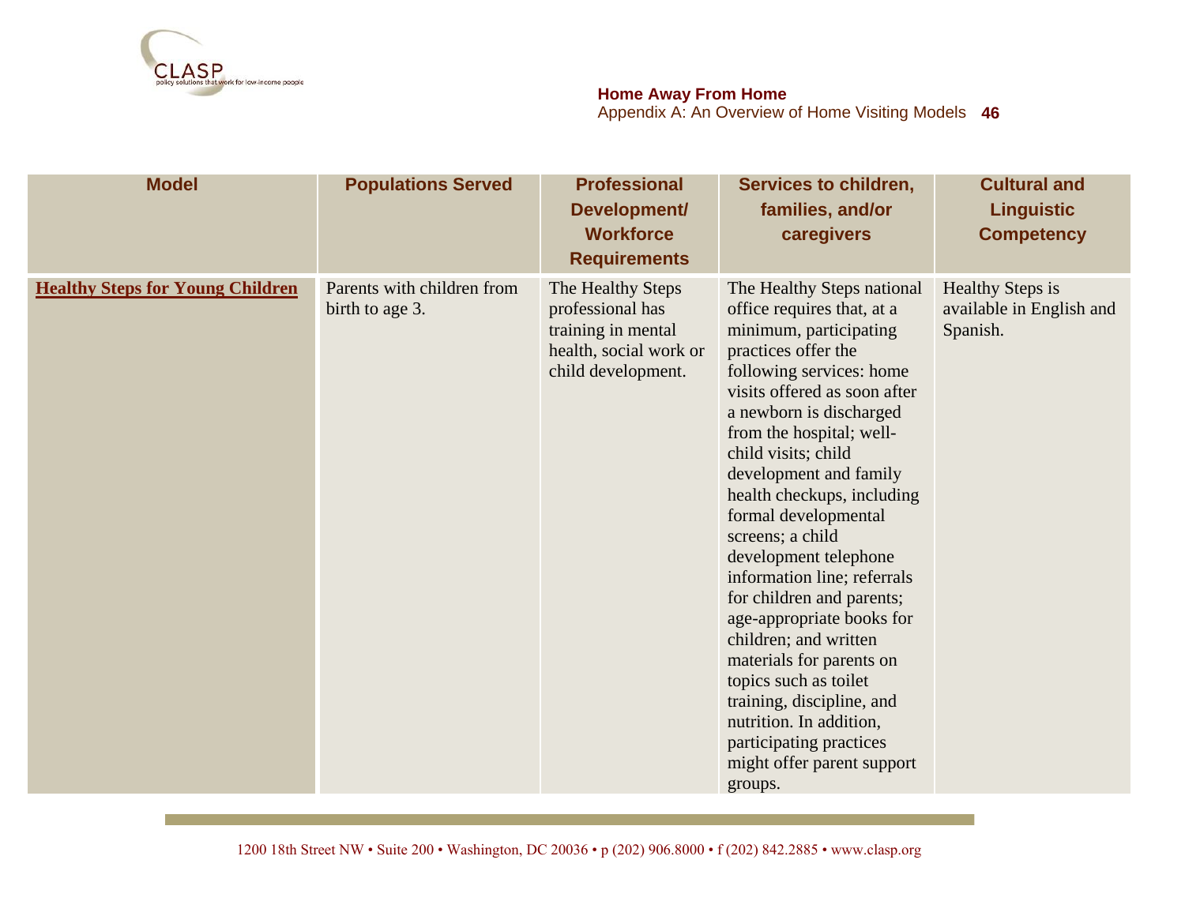| Model | Populations Served | Professional Development/ Workforce Requirements | Services to children, families, and/or caregivers | Cultural and Linguistic Competency |
|---|---|---|---|---|
| Healthy Steps for Young Children | Parents with children from birth to age 3. | The Healthy Steps professional has training in mental health, social work or child development. | The Healthy Steps national office requires that, at a minimum, participating practices offer the following services: home visits offered as soon after a newborn is discharged from the hospital; well-child visits; child development and family health checkups, including formal developmental screens; a child development telephone information line; referrals for children and parents; age-appropriate books for children; and written materials for parents on topics such as toilet training, discipline, and nutrition. In addition, participating practices might offer parent support groups. | Healthy Steps is available in English and Spanish. |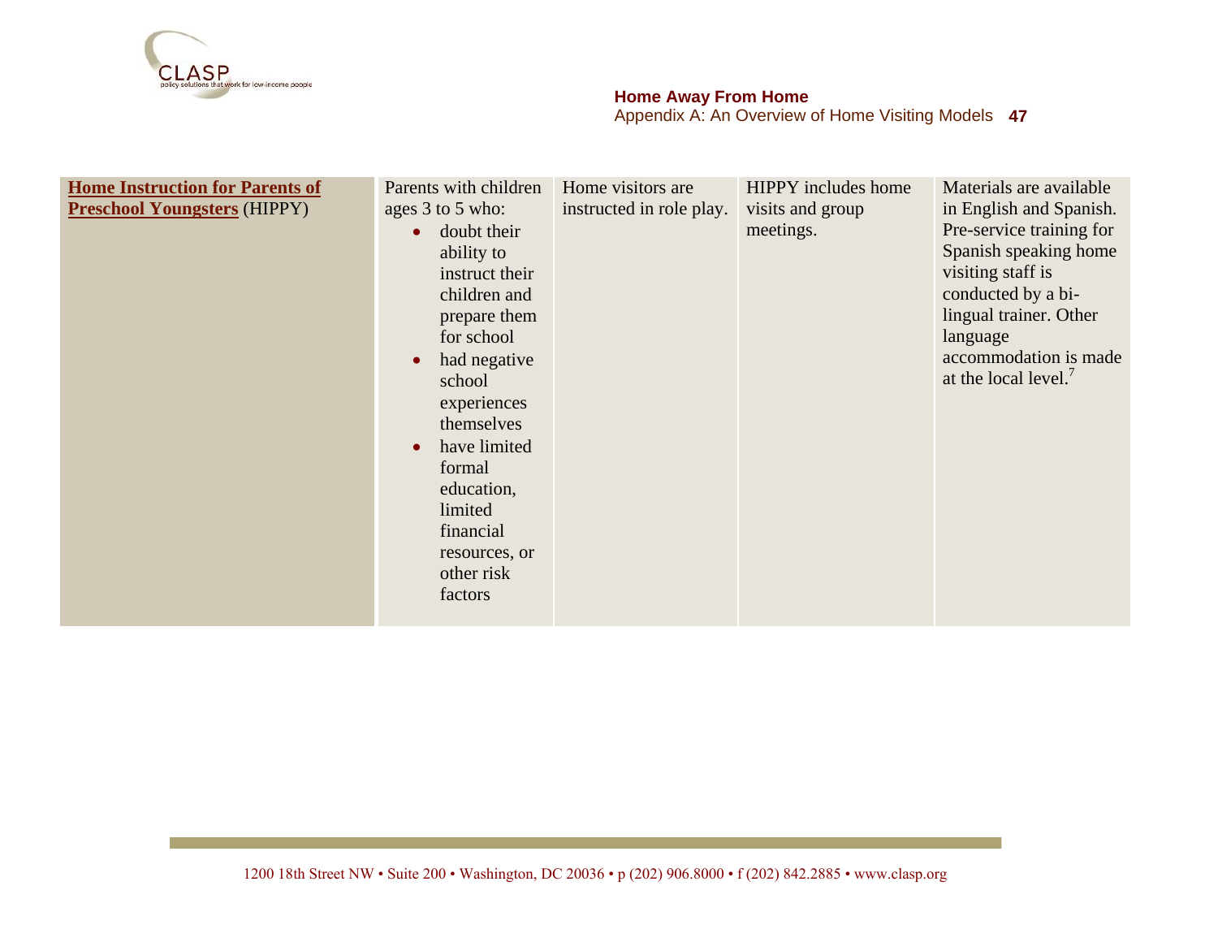| | | | | |
|---|---|---|---|---|
| **Home Instruction for Parents of Preschool Youngsters** (HIPPY) | Parents with children ages 3 to 5 who: <br>• doubt their ability to instruct their children and prepare them for school <br>• had negative school experiences themselves <br>• have limited formal education, limited financial resources, or other risk factors | Home visitors are instructed in role play. | HIPPY includes home visits and group meetings. | Materials are available in English and Spanish. Pre-service training for Spanish speaking home visiting staff is conducted by a bi-lingual trainer. Other language accommodation is made at the local level.[7] |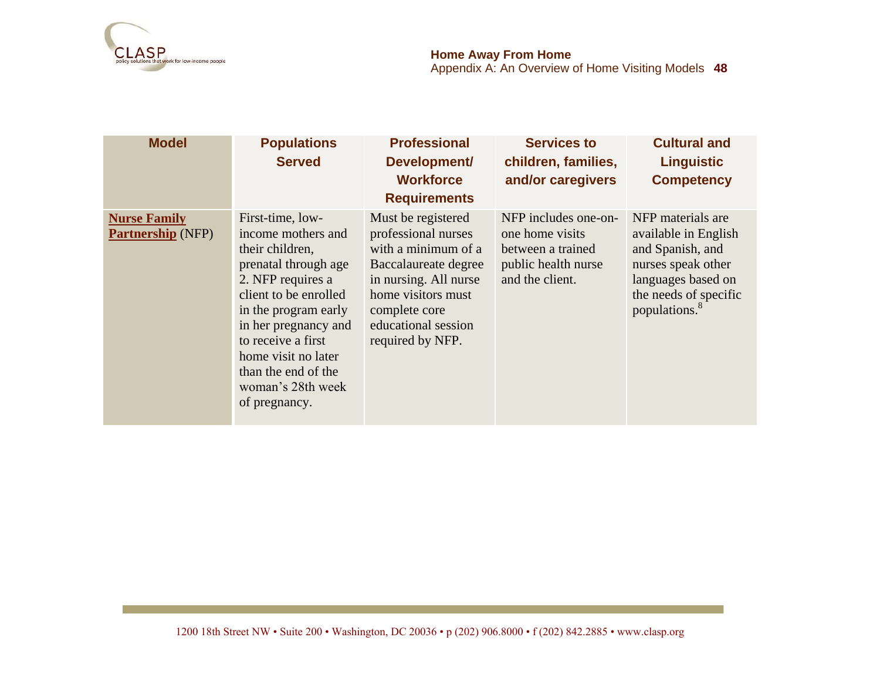| Model | Populations Served | Professional Development/ Workforce Requirements | Services to children, families, and/or caregivers | Cultural and Linguistic Competency |
|---|---|---|---|---|
| **Nurse Family Partnership** (NFP) | First-time, low-income mothers and their children, prenatal through age 2. NFP requires a client to be enrolled in the program early in her pregnancy and to receive a first home visit no later than the end of the woman's 28th week of pregnancy. | Must be registered professional nurses with a minimum of a Baccalaureate degree in nursing. All nurse home visitors must complete core educational session required by NFP. | NFP includes one-on-one home visits between a trained public health nurse and the client. | NFP materials are available in English and Spanish, and nurses speak other languages based on the needs of specific populations.[8] |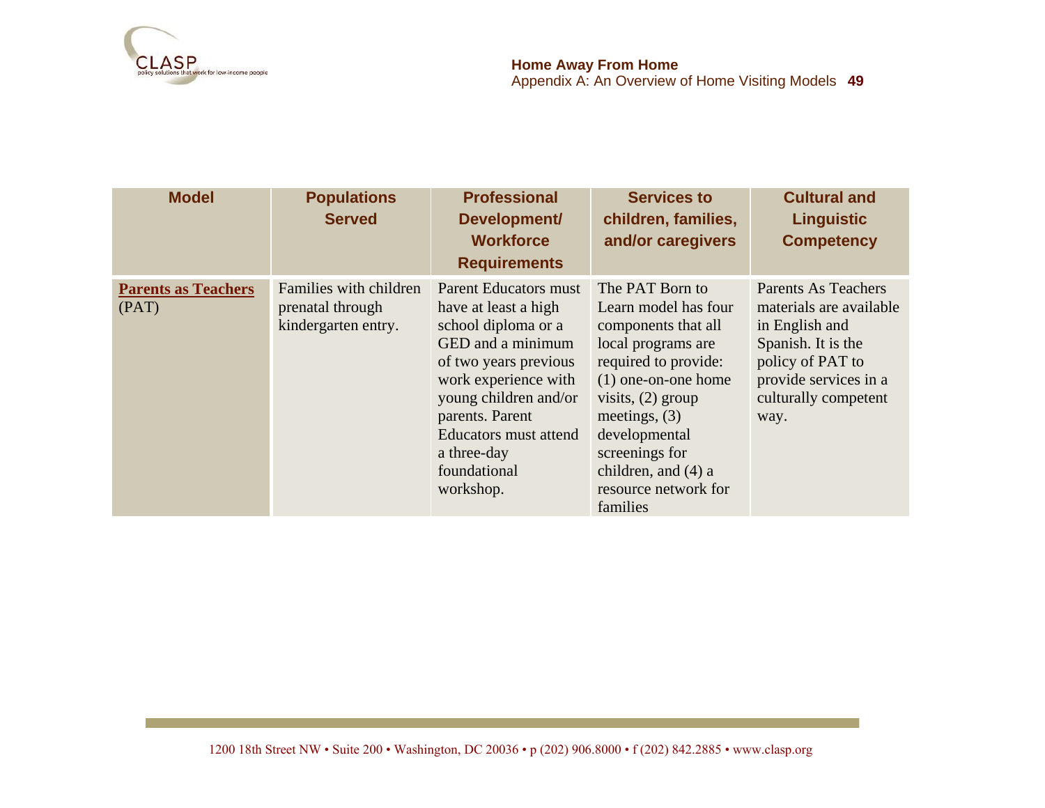| Model | Populations Served | Professional Development/ Workforce Requirements | Services to children, families, and/or caregivers | Cultural and Linguistic Competency |
|---|---|---|---|---|
| **Parents as Teachers** (PAT) | Families with children prenatal through kindergarten entry. | Parent Educators must have at least a high school diploma or a GED and a minimum of two years previous work experience with young children and/or parents. Parent Educators must attend a three-day foundational workshop. | The PAT Born to Learn model has four components that all local programs are required to provide: (1) one-on-one home visits, (2) group meetings, (3) developmental screenings for children, and (4) a resource network for families | Parents As Teachers materials are available in English and Spanish. It is the policy of PAT to provide services in a culturally competent way. |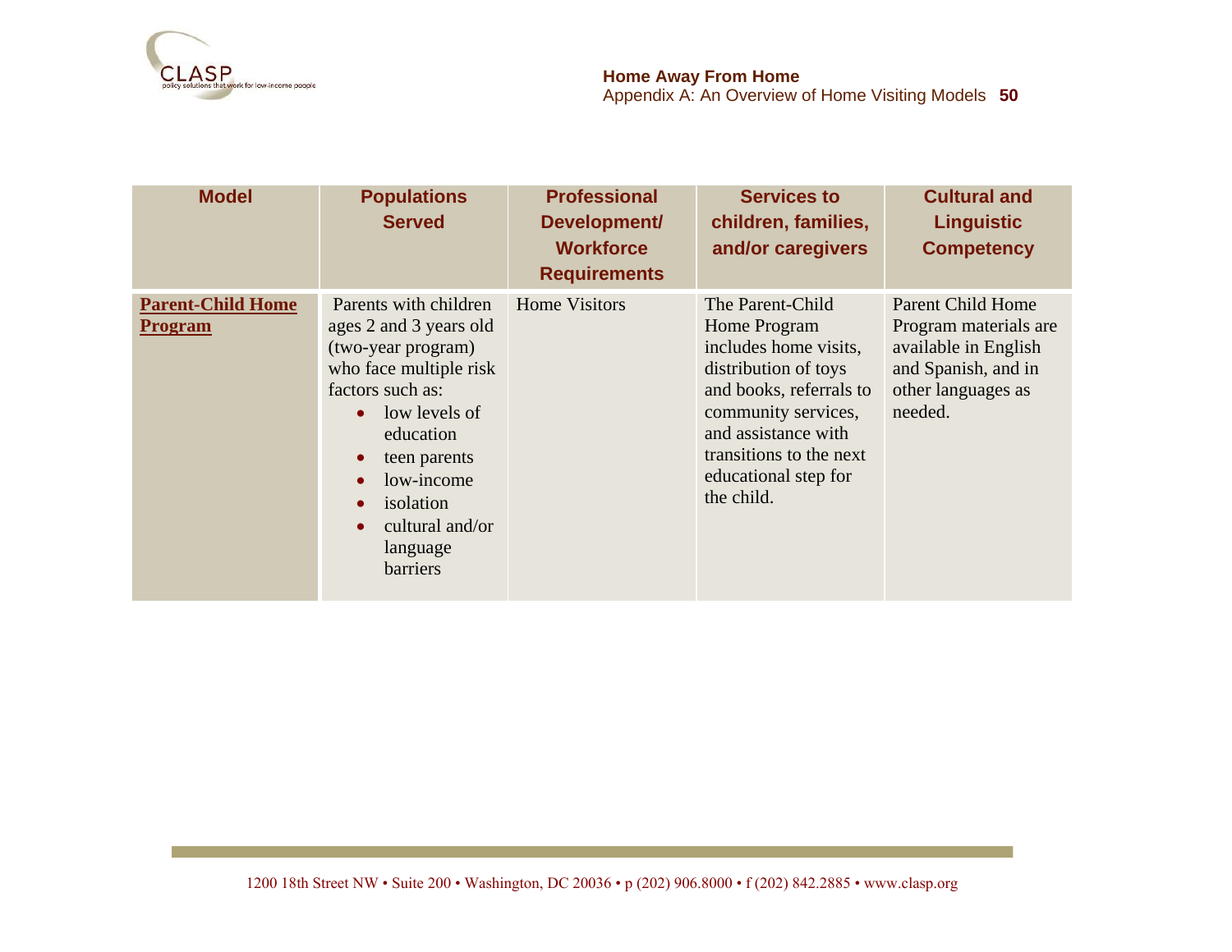| Model | Populations Served | Professional Development/ Workforce Requirements | Services to children, families, and/or caregivers | Cultural and Linguistic Competency |
|---|---|---|---|---|
| **Parent-Child Home Program** | Parents with children ages 2 and 3 years old (two-year program) who face multiple risk factors such as: <br>• low levels of education <br>• teen parents <br>• low-income <br>• isolation <br>• cultural and/or language barriers | Home Visitors | The Parent-Child Home Program includes home visits, distribution of toys and books, referrals to community services, and assistance with transitions to the next educational step for the child. | Parent Child Home Program materials are available in English and Spanish, and in other languages as needed. |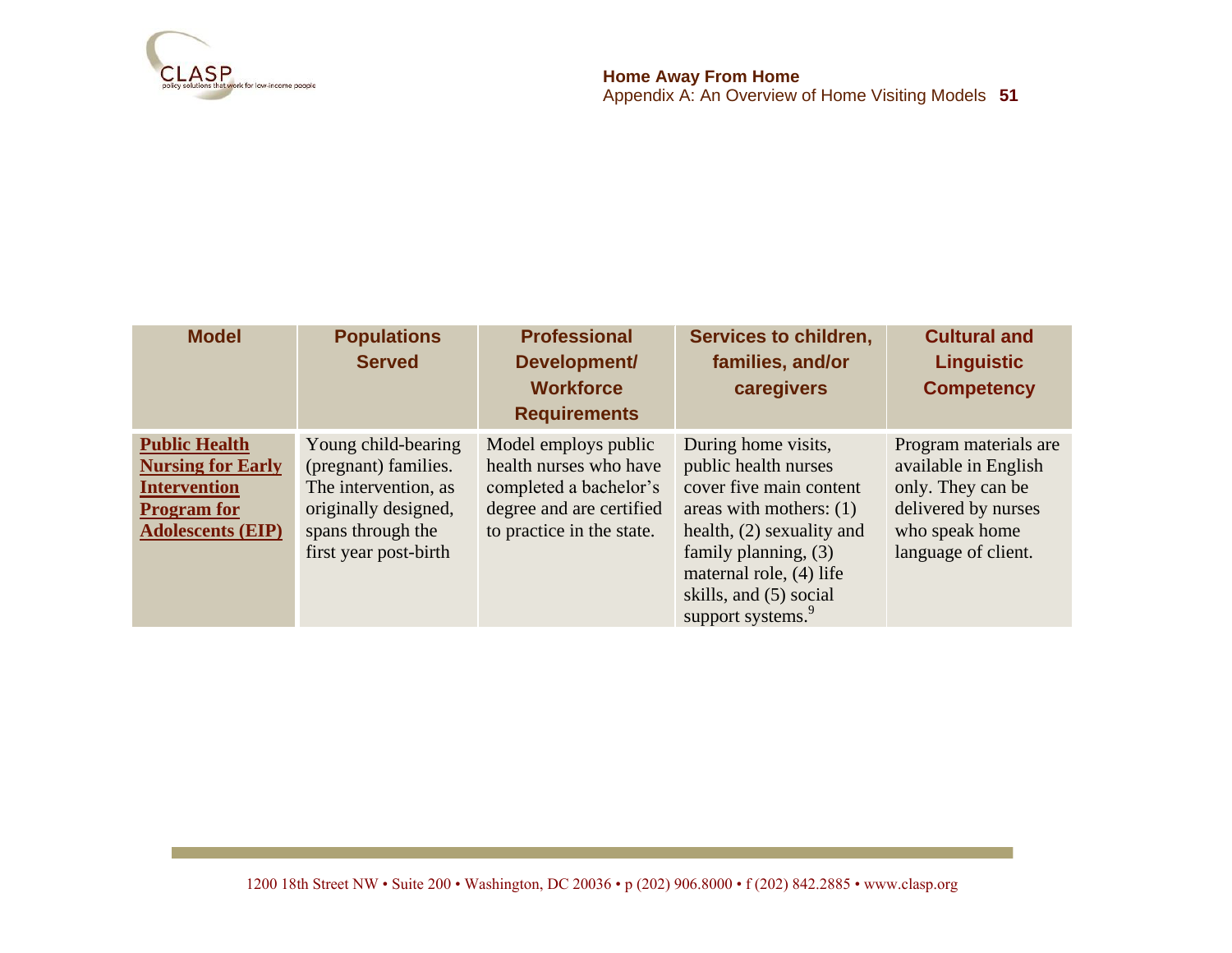| Model | Populations Served | Professional Development/ Workforce Requirements | Services to children, families, and/or caregivers | Cultural and Linguistic Competency |
| --- | --- | --- | --- | --- |
| **Public Health Nursing for Early Intervention Program for Adolescents (EIP)** | Young child-bearing (pregnant) families. The intervention, as originally designed, spans through the first year post-birth | Model employs public health nurses who have completed a bachelor's degree and are certified to practice in the state. | During home visits, public health nurses cover five main content areas with mothers: (1) health, (2) sexuality and family planning, (3) maternal role, (4) life skills, and (5) social support systems.[9] | Program materials are available in English only. They can be delivered by nurses who speak home language of client. |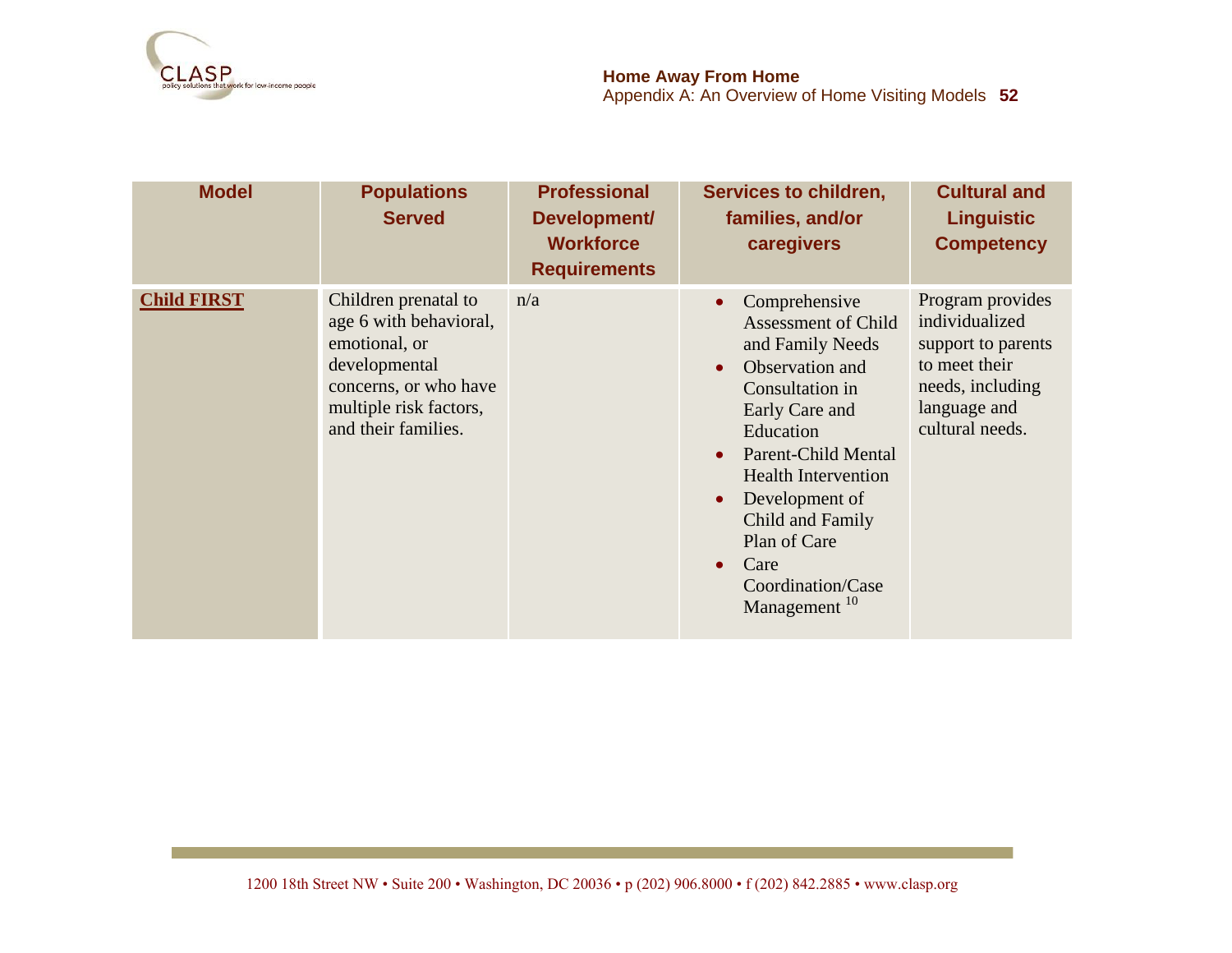| Model | Populations Served | Professional Development/ Workforce Requirements | Services to children, families, and/or caregivers | Cultural and Linguistic Competency |
|---|---|---|---|---|
| **Child FIRST** | Children prenatal to age 6 with behavioral, emotional, or developmental concerns, or who have multiple risk factors, and their families. | n/a | • Comprehensive Assessment of Child and Family Needs<br>• Observation and Consultation in Early Care and Education<br>• Parent-Child Mental Health Intervention<br>• Development of Child and Family Plan of Care<br>• Care Coordination/Case Management [10] | Program provides individualized support to parents to meet their needs, including language and cultural needs. |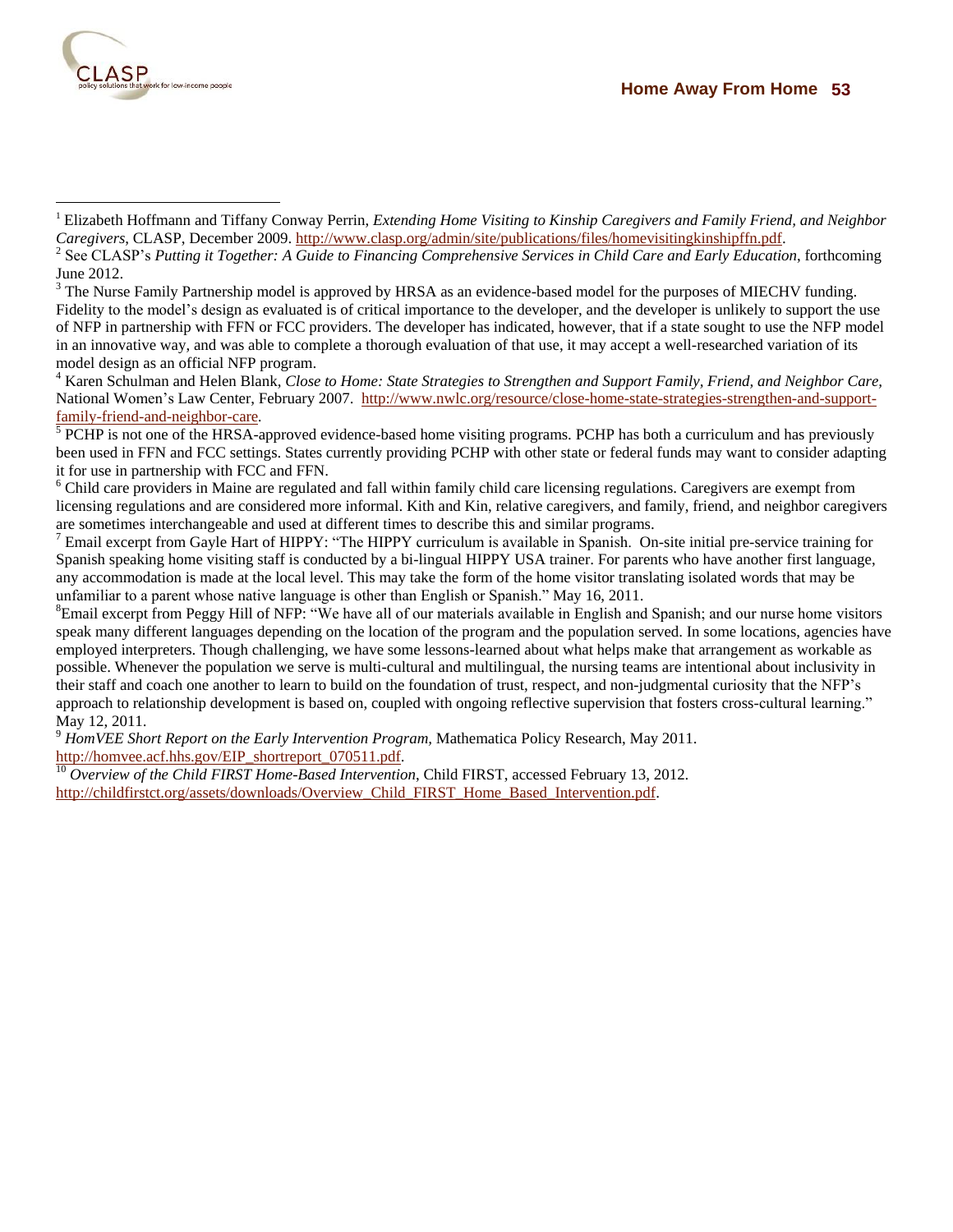[1] Elizabeth Hoffmann and Tiffany Conway Perrin, *Extending Home Visiting to Kinship Caregivers and Family Friend, and Neighbor Caregivers*, CLASP, December 2009. http://www.clasp.org/admin/site/publications/files/homevisitingkinshipffn.pdf.

[2] See CLASP's *Putting it Together: A Guide to Financing Comprehensive Services in Child Care and Early Education*, forthcoming June 2012.

[3] The Nurse Family Partnership model is approved by HRSA as an evidence-based model for the purposes of MIECHV funding. Fidelity to the model's design as evaluated is of critical importance to the developer, and the developer is unlikely to support the use of NFP in partnership with FFN or FCC providers. The developer has indicated, however, that if a state sought to use the NFP model in an innovative way, and was able to complete a thorough evaluation of that use, it may accept a well-researched variation of its model design as an official NFP program.

[4] Karen Schulman and Helen Blank, *Close to Home: State Strategies to Strengthen and Support Family, Friend, and Neighbor Care,* National Women's Law Center, February 2007. http://www.nwlc.org/resource/close-home-state-strategies-strengthen-and-support-family-friend-and-neighbor-care.

[5] PCHP is not one of the HRSA-approved evidence-based home visiting programs. PCHP has both a curriculum and has previously been used in FFN and FCC settings. States currently providing PCHP with other state or federal funds may want to consider adapting it for use in partnership with FCC and FFN.

[6] Child care providers in Maine are regulated and fall within family child care licensing regulations. Caregivers are exempt from licensing regulations and are considered more informal. Kith and Kin, relative caregivers, and family, friend, and neighbor caregivers are sometimes interchangeable and used at different times to describe this and similar programs.

[7] Email excerpt from Gayle Hart of HIPPY: "The HIPPY curriculum is available in Spanish. On-site initial pre-service training for Spanish speaking home visiting staff is conducted by a bi-lingual HIPPY USA trainer. For parents who have another first language, any accommodation is made at the local level. This may take the form of the home visitor translating isolated words that may be unfamiliar to a parent whose native language is other than English or Spanish." May 16, 2011.

[8] Email excerpt from Peggy Hill of NFP: "We have all of our materials available in English and Spanish; and our nurse home visitors speak many different languages depending on the location of the program and the population served. In some locations, agencies have employed interpreters. Though challenging, we have some lessons-learned about what helps make that arrangement as workable as possible. Whenever the population we serve is multi-cultural and multilingual, the nursing teams are intentional about inclusivity in their staff and coach one another to learn to build on the foundation of trust, respect, and non-judgmental curiosity that the NFP's approach to relationship development is based on, coupled with ongoing reflective supervision that fosters cross-cultural learning." May 12, 2011.

[9] *HomVEE Short Report on the Early Intervention Program,* Mathematica Policy Research, May 2011. http://homvee.acf.hhs.gov/EIP_shortreport_070511.pdf.

[10] *Overview of the Child FIRST Home-Based Intervention*, Child FIRST, accessed February 13, 2012. http://childfirstct.org/assets/downloads/Overview_Child_FIRST_Home_Based_Intervention.pdf.